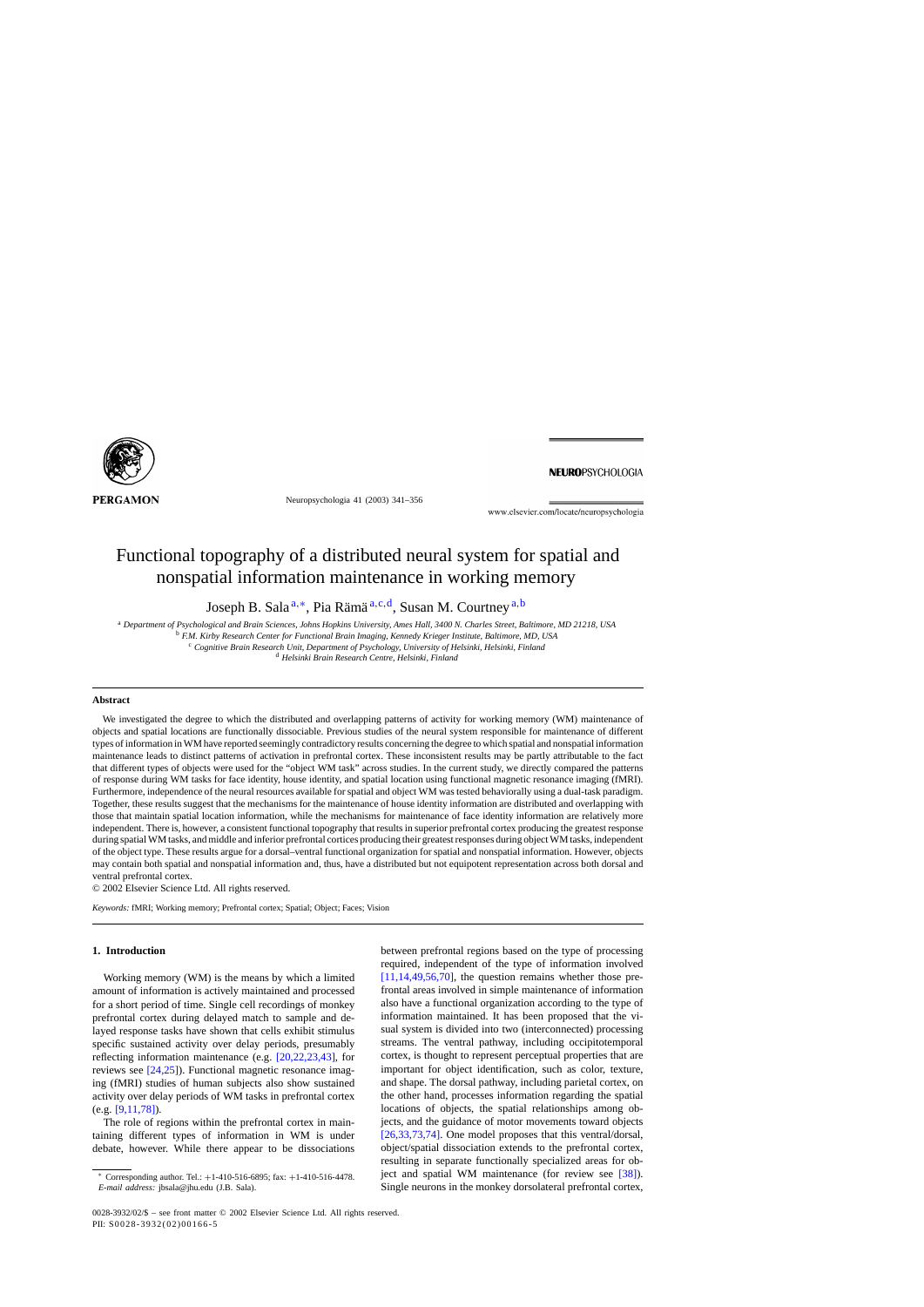# Functional topography of a distributed neural system for spatial and nonspatial information maintenance in working memory

Joseph B. Sala [a,*], Pia Rämä [a,c,d], Susan M. Courtney [a,b]

[a] Department of Psychological and Brain Sciences, Johns Hopkins University, Ames Hall, 3400 N. Charles Street, Baltimore, MD 21218, USA
[b] F.M. Kirby Research Center for Functional Brain Imaging, Kennedy Krieger Institute, Baltimore, MD, USA
[c] Cognitive Brain Research Unit, Department of Psychology, University of Helsinki, Helsinki, Finland
[d] Helsinki Brain Research Centre, Helsinki, Finland

## Abstract

We investigated the degree to which the distributed and overlapping patterns of activity for working memory (WM) maintenance of objects and spatial locations are functionally dissociable. Previous studies of the neural system responsible for maintenance of different types of information in WM have reported seemingly contradictory results concerning the degree to which spatial and nonspatial information maintenance leads to distinct patterns of activation in prefrontal cortex. These inconsistent results may be partly attributable to the fact that different types of objects were used for the "object WM task" across studies. In the current study, we directly compared the patterns of response during WM tasks for face identity, house identity, and spatial location using functional magnetic resonance imaging (fMRI). Furthermore, independence of the neural resources available for spatial and object WM was tested behaviorally using a dual-task paradigm. Together, these results suggest that the mechanisms for the maintenance of house identity information are distributed and overlapping with those that maintain spatial location information, while the mechanisms for maintenance of face identity information are relatively more independent. There is, however, a consistent functional topography that results in superior prefrontal cortex producing the greatest response during spatial WM tasks, and middle and inferior prefrontal cortices producing their greatest responses during object WM tasks, independent of the object type. These results argue for a dorsal–ventral functional organization for spatial and nonspatial information. However, objects may contain both spatial and nonspatial information and, thus, have a distributed but not equipotent representation across both dorsal and ventral prefrontal cortex.

© 2002 Elsevier Science Ltd. All rights reserved.

*Keywords:* fMRI; Working memory; Prefrontal cortex; Spatial; Object; Faces; Vision

## 1. Introduction

Working memory (WM) is the means by which a limited amount of information is actively maintained and processed for a short period of time. Single cell recordings of monkey prefrontal cortex during delayed match to sample and delayed response tasks have shown that cells exhibit stimulus specific sustained activity over delay periods, presumably reflecting information maintenance (e.g. [20,22,23,43], for reviews see [24,25]). Functional magnetic resonance imaging (fMRI) studies of human subjects also show sustained activity over delay periods of WM tasks in prefrontal cortex (e.g. [9,11,78]).

The role of regions within the prefrontal cortex in maintaining different types of information in WM is under debate, however. While there appear to be dissociations between prefrontal regions based on the type of processing required, independent of the type of information involved [11,14,49,56,70], the question remains whether those prefrontal areas involved in simple maintenance of information also have a functional organization according to the type of information maintained. It has been proposed that the visual system is divided into two (interconnected) processing streams. The ventral pathway, including occipitotemporal cortex, is thought to represent perceptual properties that are important for object identification, such as color, texture, and shape. The dorsal pathway, including parietal cortex, on the other hand, processes information regarding the spatial locations of objects, the spatial relationships among objects, and the guidance of motor movements toward objects [26,33,73,74]. One model proposes that this ventral/dorsal, object/spatial dissociation extends to the prefrontal cortex, resulting in separate functionally specialized areas for object and spatial WM maintenance (for review see [38]). Single neurons in the monkey dorsolateral prefrontal cortex,

* Corresponding author. Tel.: +1-410-516-6895; fax: +1-410-516-4478. *E-mail address:* jbsala@jhu.edu (J.B. Sala).

0028-3932/02/$ – see front matter © 2002 Elsevier Science Ltd. All rights reserved.
PII: S0028-3932(02)00166-5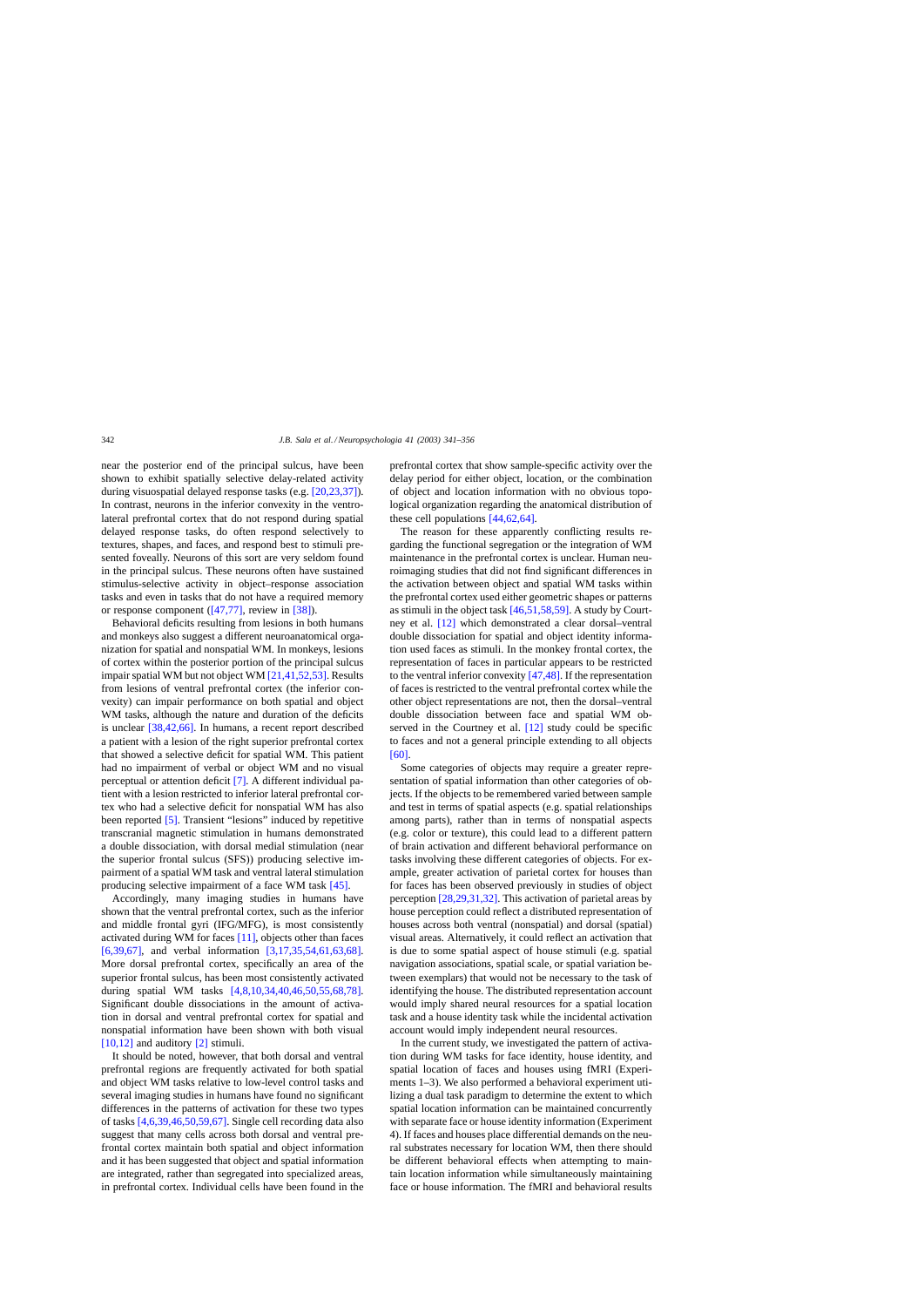near the posterior end of the principal sulcus, have been shown to exhibit spatially selective delay-related activity during visuospatial delayed response tasks (e.g. [20,23,37]). In contrast, neurons in the inferior convexity in the ventrolateral prefrontal cortex that do not respond during spatial delayed response tasks, do often respond selectively to textures, shapes, and faces, and respond best to stimuli presented foveally. Neurons of this sort are very seldom found in the principal sulcus. These neurons often have sustained stimulus-selective activity in object–response association tasks and even in tasks that do not have a required memory or response component ([47,77], review in [38]).

Behavioral deficits resulting from lesions in both humans and monkeys also suggest a different neuroanatomical organization for spatial and nonspatial WM. In monkeys, lesions of cortex within the posterior portion of the principal sulcus impair spatial WM but not object WM [21,41,52,53]. Results from lesions of ventral prefrontal cortex (the inferior convexity) can impair performance on both spatial and object WM tasks, although the nature and duration of the deficits is unclear [38,42,66]. In humans, a recent report described a patient with a lesion of the right superior prefrontal cortex that showed a selective deficit for spatial WM. This patient had no impairment of verbal or object WM and no visual perceptual or attention deficit [7]. A different individual patient with a lesion restricted to inferior lateral prefrontal cortex who had a selective deficit for nonspatial WM has also been reported [5]. Transient "lesions" induced by repetitive transcranial magnetic stimulation in humans demonstrated a double dissociation, with dorsal medial stimulation (near the superior frontal sulcus (SFS)) producing selective impairment of a spatial WM task and ventral lateral stimulation producing selective impairment of a face WM task [45].

Accordingly, many imaging studies in humans have shown that the ventral prefrontal cortex, such as the inferior and middle frontal gyri (IFG/MFG), is most consistently activated during WM for faces [11], objects other than faces [6,39,67], and verbal information [3,17,35,54,61,63,68]. More dorsal prefrontal cortex, specifically an area of the superior frontal sulcus, has been most consistently activated during spatial WM tasks [4,8,10,34,40,46,50,55,68,78]. Significant double dissociations in the amount of activation in dorsal and ventral prefrontal cortex for spatial and nonspatial information have been shown with both visual [10,12] and auditory [2] stimuli.

It should be noted, however, that both dorsal and ventral prefrontal regions are frequently activated for both spatial and object WM tasks relative to low-level control tasks and several imaging studies in humans have found no significant differences in the patterns of activation for these two types of tasks [4,6,39,46,50,59,67]. Single cell recording data also suggest that many cells across both dorsal and ventral prefrontal cortex maintain both spatial and object information and it has been suggested that object and spatial information are integrated, rather than segregated into specialized areas, in prefrontal cortex. Individual cells have been found in the prefrontal cortex that show sample-specific activity over the delay period for either object, location, or the combination of object and location information with no obvious topological organization regarding the anatomical distribution of these cell populations [44,62,64].

The reason for these apparently conflicting results regarding the functional segregation or the integration of WM maintenance in the prefrontal cortex is unclear. Human neuroimaging studies that did not find significant differences in the activation between object and spatial WM tasks within the prefrontal cortex used either geometric shapes or patterns as stimuli in the object task [46,51,58,59]. A study by Courtney et al. [12] which demonstrated a clear dorsal–ventral double dissociation for spatial and object identity information used faces as stimuli. In the monkey frontal cortex, the representation of faces in particular appears to be restricted to the ventral inferior convexity [47,48]. If the representation of faces is restricted to the ventral prefrontal cortex while the other object representations are not, then the dorsal–ventral double dissociation between face and spatial WM observed in the Courtney et al. [12] study could be specific to faces and not a general principle extending to all objects [60].

Some categories of objects may require a greater representation of spatial information than other categories of objects. If the objects to be remembered varied between sample and test in terms of spatial aspects (e.g. spatial relationships among parts), rather than in terms of nonspatial aspects (e.g. color or texture), this could lead to a different pattern of brain activation and different behavioral performance on tasks involving these different categories of objects. For example, greater activation of parietal cortex for houses than for faces has been observed previously in studies of object perception [28,29,31,32]. This activation of parietal areas by house perception could reflect a distributed representation of houses across both ventral (nonspatial) and dorsal (spatial) visual areas. Alternatively, it could reflect an activation that is due to some spatial aspect of house stimuli (e.g. spatial navigation associations, spatial scale, or spatial variation between exemplars) that would not be necessary to the task of identifying the house. The distributed representation account would imply shared neural resources for a spatial location task and a house identity task while the incidental activation account would imply independent neural resources.

In the current study, we investigated the pattern of activation during WM tasks for face identity, house identity, and spatial location of faces and houses using fMRI (Experiments 1–3). We also performed a behavioral experiment utilizing a dual task paradigm to determine the extent to which spatial location information can be maintained concurrently with separate face or house identity information (Experiment 4). If faces and houses place differential demands on the neural substrates necessary for location WM, then there should be different behavioral effects when attempting to maintain location information while simultaneously maintaining face or house information. The fMRI and behavioral results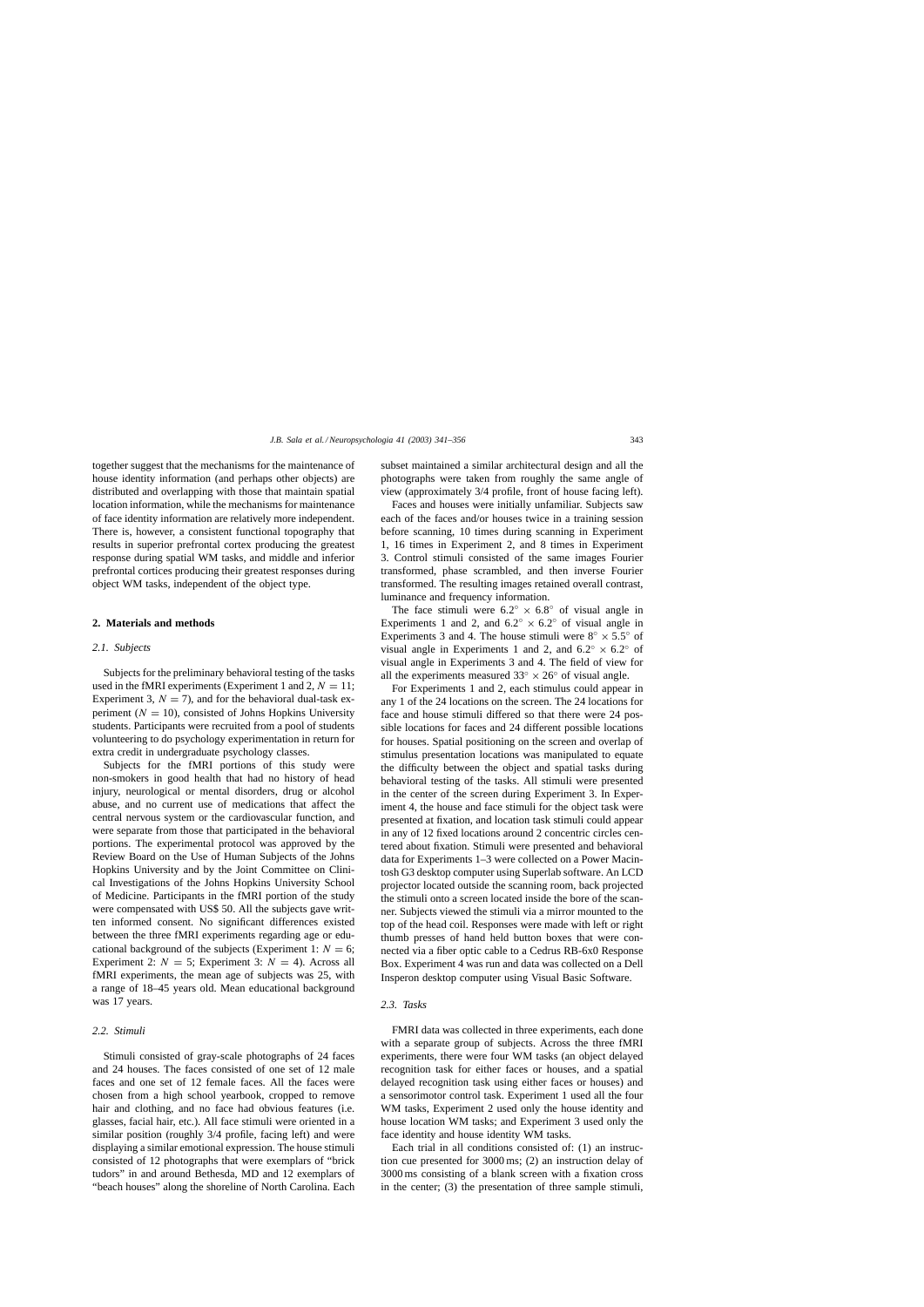together suggest that the mechanisms for the maintenance of house identity information (and perhaps other objects) are distributed and overlapping with those that maintain spatial location information, while the mechanisms for maintenance of face identity information are relatively more independent. There is, however, a consistent functional topography that results in superior prefrontal cortex producing the greatest response during spatial WM tasks, and middle and inferior prefrontal cortices producing their greatest responses during object WM tasks, independent of the object type.

## 2. Materials and methods

### 2.1. Subjects

Subjects for the preliminary behavioral testing of the tasks used in the fMRI experiments (Experiment 1 and 2, $N = 11$; Experiment 3, $N = 7$), and for the behavioral dual-task experiment ($N = 10$), consisted of Johns Hopkins University students. Participants were recruited from a pool of students volunteering to do psychology experimentation in return for extra credit in undergraduate psychology classes.

Subjects for the fMRI portions of this study were non-smokers in good health that had no history of head injury, neurological or mental disorders, drug or alcohol abuse, and no current use of medications that affect the central nervous system or the cardiovascular function, and were separate from those that participated in the behavioral portions. The experimental protocol was approved by the Review Board on the Use of Human Subjects of the Johns Hopkins University and by the Joint Committee on Clinical Investigations of the Johns Hopkins University School of Medicine. Participants in the fMRI portion of the study were compensated with US$ 50. All the subjects gave written informed consent. No significant differences existed between the three fMRI experiments regarding age or educational background of the subjects (Experiment 1: $N = 6$; Experiment 2: $N = 5$; Experiment 3: $N = 4$). Across all fMRI experiments, the mean age of subjects was 25, with a range of 18–45 years old. Mean educational background was 17 years.

### 2.2. Stimuli

Stimuli consisted of gray-scale photographs of 24 faces and 24 houses. The faces consisted of one set of 12 male faces and one set of 12 female faces. All the faces were chosen from a high school yearbook, cropped to remove hair and clothing, and no face had obvious features (i.e. glasses, facial hair, etc.). All face stimuli were oriented in a similar position (roughly 3/4 profile, facing left) and were displaying a similar emotional expression. The house stimuli consisted of 12 photographs that were exemplars of "brick tudors" in and around Bethesda, MD and 12 exemplars of "beach houses" along the shoreline of North Carolina. Each subset maintained a similar architectural design and all the photographs were taken from roughly the same angle of view (approximately 3/4 profile, front of house facing left).

Faces and houses were initially unfamiliar. Subjects saw each of the faces and/or houses twice in a training session before scanning, 10 times during scanning in Experiment 1, 16 times in Experiment 2, and 8 times in Experiment 3. Control stimuli consisted of the same images Fourier transformed, phase scrambled, and then inverse Fourier transformed. The resulting images retained overall contrast, luminance and frequency information.

The face stimuli were $6.2^{\circ} \times 6.8^{\circ}$ of visual angle in Experiments 1 and 2, and $6.2^{\circ} \times 6.2^{\circ}$ of visual angle in Experiments 3 and 4. The house stimuli were $8^{\circ} \times 5.5^{\circ}$ of visual angle in Experiments 1 and 2, and $6.2^{\circ} \times 6.2^{\circ}$ of visual angle in Experiments 3 and 4. The field of view for all the experiments measured $33^{\circ} \times 26^{\circ}$ of visual angle.

For Experiments 1 and 2, each stimulus could appear in any 1 of the 24 locations on the screen. The 24 locations for face and house stimuli differed so that there were 24 possible locations for faces and 24 different possible locations for houses. Spatial positioning on the screen and overlap of stimulus presentation locations was manipulated to equate the difficulty between the object and spatial tasks during behavioral testing of the tasks. All stimuli were presented in the center of the screen during Experiment 3. In Experiment 4, the house and face stimuli for the object task were presented at fixation, and location task stimuli could appear in any of 12 fixed locations around 2 concentric circles centered about fixation. Stimuli were presented and behavioral data for Experiments 1–3 were collected on a Power Macintosh G3 desktop computer using Superlab software. An LCD projector located outside the scanning room, back projected the stimuli onto a screen located inside the bore of the scanner. Subjects viewed the stimuli via a mirror mounted to the top of the head coil. Responses were made with left or right thumb presses of hand held button boxes that were connected via a fiber optic cable to a Cedrus RB-6x0 Response Box. Experiment 4 was run and data was collected on a Dell Insperon desktop computer using Visual Basic Software.

### 2.3. Tasks

FMRI data was collected in three experiments, each done with a separate group of subjects. Across the three fMRI experiments, there were four WM tasks (an object delayed recognition task for either faces or houses, and a spatial delayed recognition task using either faces or houses) and a sensorimotor control task. Experiment 1 used all the four WM tasks, Experiment 2 used only the house identity and house location WM tasks; and Experiment 3 used only the face identity and house identity WM tasks.

Each trial in all conditions consisted of: (1) an instruction cue presented for 3000 ms; (2) an instruction delay of 3000 ms consisting of a blank screen with a fixation cross in the center; (3) the presentation of three sample stimuli,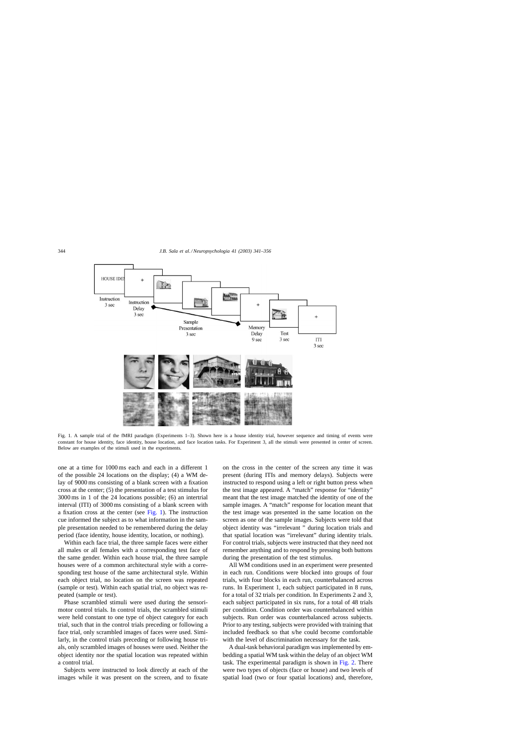HOUSE IDEN

Instruction
3 sec

+

Instruction
Delay
3 sec

Sample
Presentation
3 sec

+

Memory
Delay
9 sec

Test
3 sec

+

ITI
3 sec

Fig. 1. A sample trial of the fMRI paradigm (Experiments 1–3). Shown here is a house identity trial, however sequence and timing of events were constant for house identity, face identity, house location, and face location tasks. For Experiment 3, all the stimuli were presented in center of screen. Below are examples of the stimuli used in the experiments.

one at a time for 1000 ms each and each in a different 1 of the possible 24 locations on the display; (4) a WM delay of 9000 ms consisting of a blank screen with a fixation cross at the center; (5) the presentation of a test stimulus for 3000 ms in 1 of the 24 locations possible; (6) an intertrial interval (ITI) of 3000 ms consisting of a blank screen with a fixation cross at the center (see Fig. 1). The instruction cue informed the subject as to what information in the sample presentation needed to be remembered during the delay period (face identity, house identity, location, or nothing).

Within each face trial, the three sample faces were either all males or all females with a corresponding test face of the same gender. Within each house trial, the three sample houses were of a common architectural style with a corresponding test house of the same architectural style. Within each object trial, no location on the screen was repeated (sample or test). Within each spatial trial, no object was repeated (sample or test).

Phase scrambled stimuli were used during the sensorimotor control trials. In control trials, the scrambled stimuli were held constant to one type of object category for each trial, such that in the control trials preceding or following a face trial, only scrambled images of faces were used. Similarly, in the control trials preceding or following house trials, only scrambled images of houses were used. Neither the object identity nor the spatial location was repeated within a control trial.

Subjects were instructed to look directly at each of the images while it was present on the screen, and to fixate on the cross in the center of the screen any time it was present (during ITIs and memory delays). Subjects were instructed to respond using a left or right button press when the test image appeared. A "match" response for "identity" meant that the test image matched the identity of one of the sample images. A "match" response for location meant that the test image was presented in the same location on the screen as one of the sample images. Subjects were told that object identity was "irrelevant " during location trials and that spatial location was "irrelevant" during identity trials. For control trials, subjects were instructed that they need not remember anything and to respond by pressing both buttons during the presentation of the test stimulus.

All WM conditions used in an experiment were presented in each run. Conditions were blocked into groups of four trials, with four blocks in each run, counterbalanced across runs. In Experiment 1, each subject participated in 8 runs, for a total of 32 trials per condition. In Experiments 2 and 3, each subject participated in six runs, for a total of 48 trials per condition. Condition order was counterbalanced within subjects. Run order was counterbalanced across subjects. Prior to any testing, subjects were provided with training that included feedback so that s/he could become comfortable with the level of discrimination necessary for the task.

A dual-task behavioral paradigm was implemented by embedding a spatial WM task within the delay of an object WM task. The experimental paradigm is shown in Fig. 2. There were two types of objects (face or house) and two levels of spatial load (two or four spatial locations) and, therefore,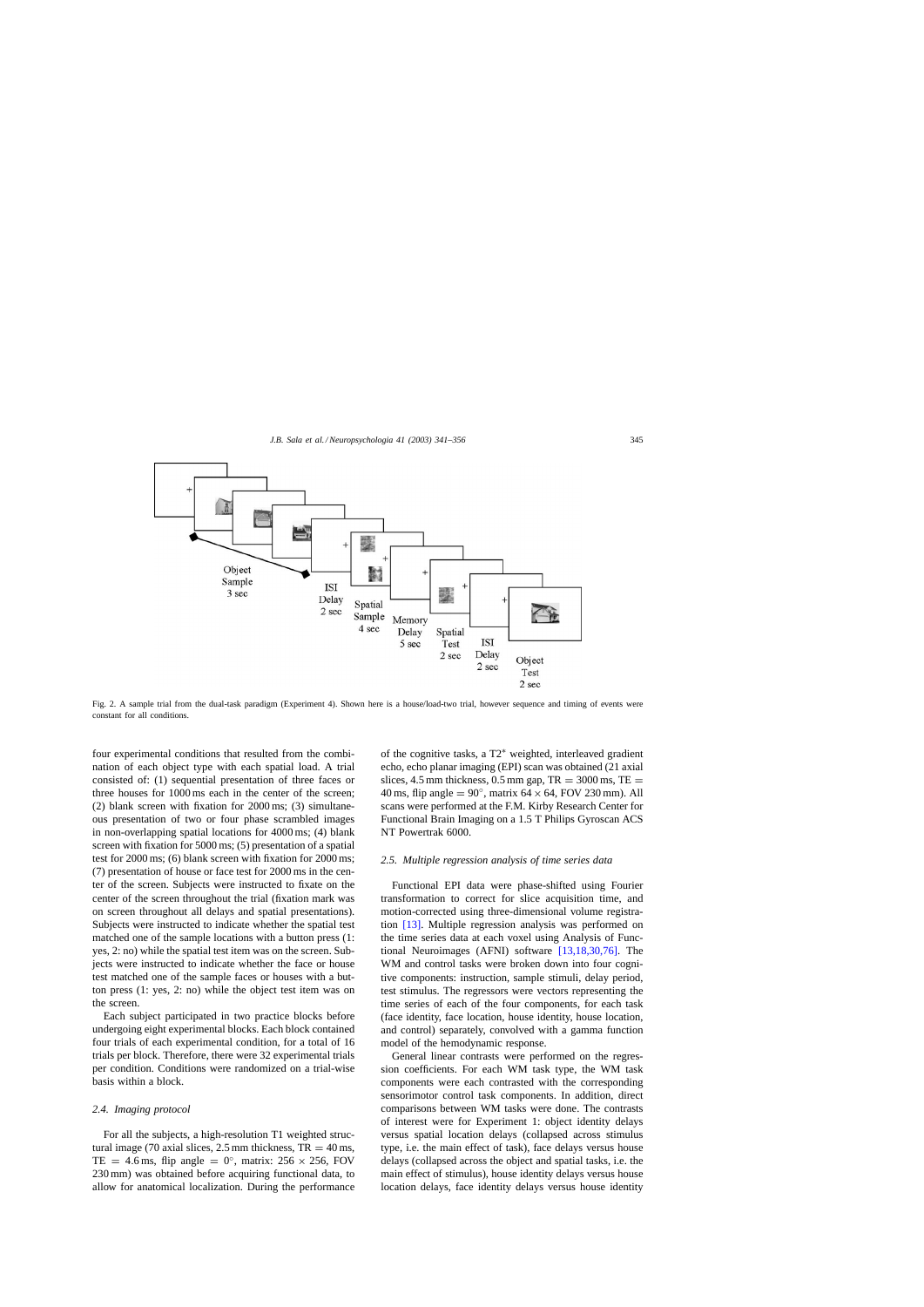Fig. 2. A sample trial from the dual-task paradigm (Experiment 4). Shown here is a house/load-two trial, however sequence and timing of events were constant for all conditions.

four experimental conditions that resulted from the combination of each object type with each spatial load. A trial consisted of: (1) sequential presentation of three faces or three houses for 1000 ms each in the center of the screen; (2) blank screen with fixation for 2000 ms; (3) simultaneous presentation of two or four phase scrambled images in non-overlapping spatial locations for 4000 ms; (4) blank screen with fixation for 5000 ms; (5) presentation of a spatial test for 2000 ms; (6) blank screen with fixation for 2000 ms; (7) presentation of house or face test for 2000 ms in the center of the screen. Subjects were instructed to fixate on the center of the screen throughout the trial (fixation mark was on screen throughout all delays and spatial presentations). Subjects were instructed to indicate whether the spatial test matched one of the sample locations with a button press (1: yes, 2: no) while the spatial test item was on the screen. Subjects were instructed to indicate whether the face or house test matched one of the sample faces or houses with a button press (1: yes, 2: no) while the object test item was on the screen.

Each subject participated in two practice blocks before undergoing eight experimental blocks. Each block contained four trials of each experimental condition, for a total of 16 trials per block. Therefore, there were 32 experimental trials per condition. Conditions were randomized on a trial-wise basis within a block.

### 2.4. Imaging protocol

For all the subjects, a high-resolution T1 weighted structural image (70 axial slices, 2.5 mm thickness, TR = 40 ms, TE = 4.6 ms, flip angle = 0°, matrix: 256 × 256, FOV 230 mm) was obtained before acquiring functional data, to allow for anatomical localization. During the performance of the cognitive tasks, a T2* weighted, interleaved gradient echo, echo planar imaging (EPI) scan was obtained (21 axial slices, 4.5 mm thickness, 0.5 mm gap, TR = 3000 ms, TE = 40 ms, flip angle = 90°, matrix 64 × 64, FOV 230 mm). All scans were performed at the F.M. Kirby Research Center for Functional Brain Imaging on a 1.5 T Philips Gyroscan ACS NT Powertrak 6000.

### 2.5. Multiple regression analysis of time series data

Functional EPI data were phase-shifted using Fourier transformation to correct for slice acquisition time, and motion-corrected using three-dimensional volume registration [13]. Multiple regression analysis was performed on the time series data at each voxel using Analysis of Functional Neuroimages (AFNI) software [13,18,30,76]. The WM and control tasks were broken down into four cognitive components: instruction, sample stimuli, delay period, test stimulus. The regressors were vectors representing the time series of each of the four components, for each task (face identity, face location, house identity, house location, and control) separately, convolved with a gamma function model of the hemodynamic response.

General linear contrasts were performed on the regression coefficients. For each WM task type, the WM task components were each contrasted with the corresponding sensorimotor control task components. In addition, direct comparisons between WM tasks were done. The contrasts of interest were for Experiment 1: object identity delays versus spatial location delays (collapsed across stimulus type, i.e. the main effect of task), face delays versus house delays (collapsed across the object and spatial tasks, i.e. the main effect of stimulus), house identity delays versus house location delays, face identity delays versus house identity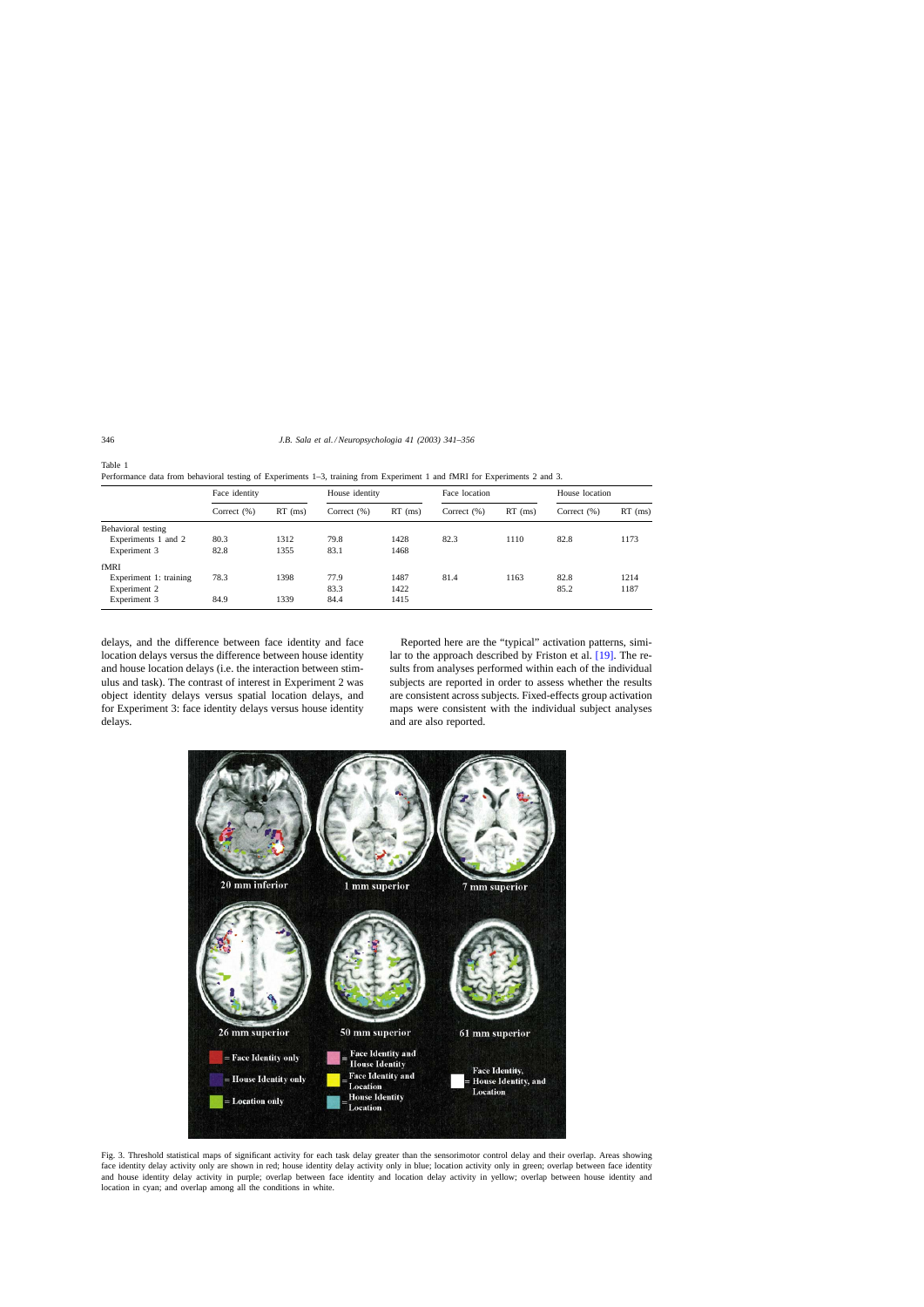Table 1
Performance data from behavioral testing of Experiments 1–3, training from Experiment 1 and fMRI for Experiments 2 and 3.

| | Face identity | | House identity | | Face location | | House location | |
|---|---|---|---|---|---|---|---|---|
| | Correct (%) | RT (ms) | Correct (%) | RT (ms) | Correct (%) | RT (ms) | Correct (%) | RT (ms) |
| Behavioral testing | | | | | | | | |
| Experiments 1 and 2 | 80.3 | 1312 | 79.8 | 1428 | 82.3 | 1110 | 82.8 | 1173 |
| Experiment 3 | 82.8 | 1355 | 83.1 | 1468 | | | | |
| fMRI | | | | | | | | |
| Experiment 1: training | 78.3 | 1398 | 77.9 | 1487 | 81.4 | 1163 | 82.8 | 1214 |
| Experiment 2 | | | 83.3 | 1422 | | | 85.2 | 1187 |
| Experiment 3 | 84.9 | 1339 | 84.4 | 1415 | | | | |

delays, and the difference between face identity and face location delays versus the difference between house identity and house location delays (i.e. the interaction between stimulus and task). The contrast of interest in Experiment 2 was object identity delays versus spatial location delays, and for Experiment 3: face identity delays versus house identity delays.

Reported here are the "typical" activation patterns, similar to the approach described by Friston et al. [19]. The results from analyses performed within each of the individual subjects are reported in order to assess whether the results are consistent across subjects. Fixed-effects group activation maps were consistent with the individual subject analyses and are also reported.

Fig. 3. Threshold statistical maps of significant activity for each task delay greater than the sensorimotor control delay and their overlap. Areas showing face identity delay activity only are shown in red; house identity delay activity only in blue; location activity only in green; overlap between face identity and house identity delay activity in purple; overlap between face identity and location delay activity in yellow; overlap between house identity and location in cyan; and overlap among all the conditions in white.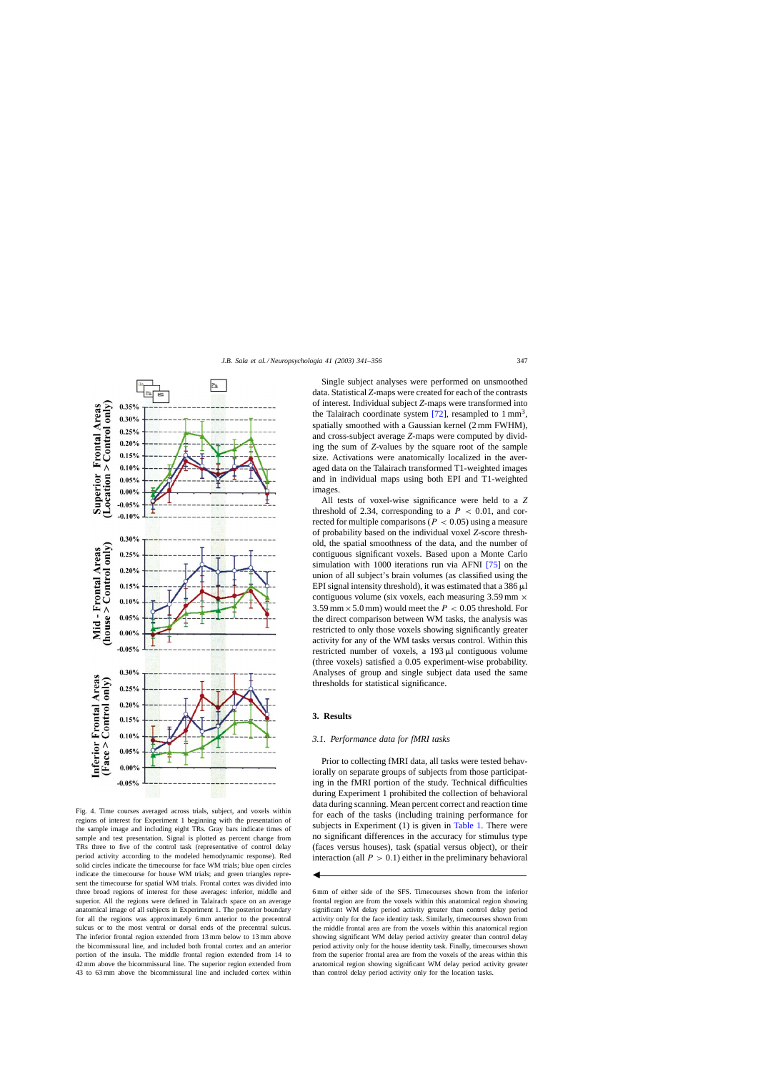Fig. 4. Time courses averaged across trials, subject, and voxels within regions of interest for Experiment 1 beginning with the presentation of the sample image and including eight TRs. Gray bars indicate times of sample and test presentation. Signal is plotted as percent change from TRs three to five of the control task (representative of control delay period activity according to the modeled hemodynamic response). Red solid circles indicate the timecourse for face WM trials; blue open circles indicate the timecourse for house WM trials; and green triangles represent the timecourse for spatial WM trials. Frontal cortex was divided into three broad regions of interest for these averages: inferior, middle and superior. All the regions were defined in Talairach space on an average anatomical image of all subjects in Experiment 1. The posterior boundary for all the regions was approximately 6 mm anterior to the precentral sulcus or to the most ventral or dorsal ends of the precentral sulcus. The inferior frontal region extended from 13 mm below to 13 mm above the bicommissural line, and included both frontal cortex and an anterior portion of the insula. The middle frontal region extended from 14 to 42 mm above the bicommissural line. The superior region extended from 43 to 63 mm above the bicommissural line and included cortex within 6 mm of either side of the SFS. Timecourses shown from the inferior frontal region are from the voxels within this anatomical region showing significant WM delay period activity greater than control delay period activity only for the face identity task. Similarly, timecourses shown from the middle frontal area are from the voxels within this anatomical region showing significant WM delay period activity greater than control delay period activity only for the house identity task. Finally, timecourses shown from the superior frontal area are from the voxels of the areas within this anatomical region showing significant WM delay period activity greater than control delay period activity only for the location tasks.

Single subject analyses were performed on unsmoothed data. Statistical *Z*-maps were created for each of the contrasts of interest. Individual subject *Z*-maps were transformed into the Talairach coordinate system [72], resampled to 1 mm$^3$, spatially smoothed with a Gaussian kernel (2 mm FWHM), and cross-subject average *Z*-maps were computed by dividing the sum of *Z*-values by the square root of the sample size. Activations were anatomically localized in the averaged data on the Talairach transformed T1-weighted images and in individual maps using both EPI and T1-weighted images.

All tests of voxel-wise significance were held to a *Z* threshold of 2.34, corresponding to a $P < 0.01$, and corrected for multiple comparisons ($P < 0.05$) using a measure of probability based on the individual voxel *Z*-score threshold, the spatial smoothness of the data, and the number of contiguous significant voxels. Based upon a Monte Carlo simulation with 1000 iterations run via AFNI [75] on the union of all subject's brain volumes (as classified using the EPI signal intensity threshold), it was estimated that a 386 μl contiguous volume (six voxels, each measuring 3.59 mm × 3.59 mm × 5.0 mm) would meet the $P < 0.05$ threshold. For the direct comparison between WM tasks, the analysis was restricted to only those voxels showing significantly greater activity for any of the WM tasks versus control. Within this restricted number of voxels, a 193 μl contiguous volume (three voxels) satisfied a 0.05 experiment-wise probability. Analyses of group and single subject data used the same thresholds for statistical significance.

## 3. Results

### 3.1. Performance data for fMRI tasks

Prior to collecting fMRI data, all tasks were tested behaviorally on separate groups of subjects from those participating in the fMRI portion of the study. Technical difficulties during Experiment 1 prohibited the collection of behavioral data during scanning. Mean percent correct and reaction time for each of the tasks (including training performance for subjects in Experiment (1) is given in Table 1. There were no significant differences in the accuracy for stimulus type (faces versus houses), task (spatial versus object), or their interaction (all $P > 0.1$) either in the preliminary behavioral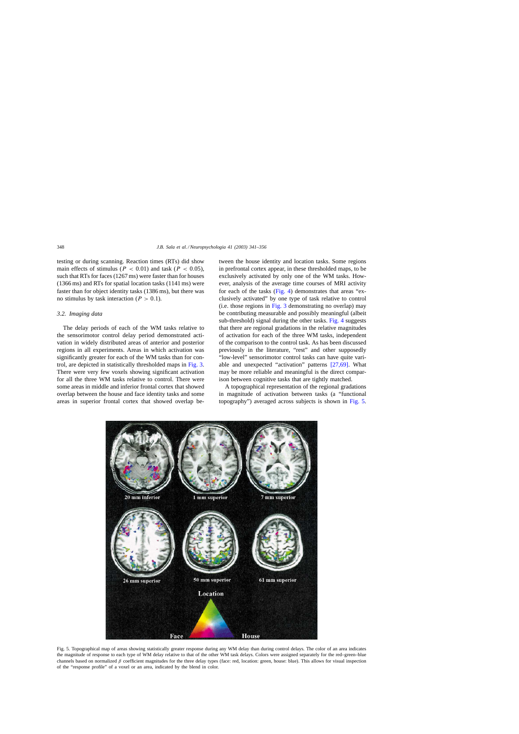testing or during scanning. Reaction times (RTs) did show main effects of stimulus ($P < 0.01$) and task ($P < 0.05$), such that RTs for faces (1267 ms) were faster than for houses (1366 ms) and RTs for spatial location tasks (1141 ms) were faster than for object identity tasks (1386 ms), but there was no stimulus by task interaction ($P > 0.1$).

### 3.2. Imaging data

The delay periods of each of the WM tasks relative to the sensorimotor control delay period demonstrated activation in widely distributed areas of anterior and posterior regions in all experiments. Areas in which activation was significantly greater for each of the WM tasks than for control, are depicted in statistically thresholded maps in Fig. 3. There were very few voxels showing significant activation for all the three WM tasks relative to control. There were some areas in middle and inferior frontal cortex that showed overlap between the house and face identity tasks and some areas in superior frontal cortex that showed overlap between the house identity and location tasks. Some regions in prefrontal cortex appear, in these thresholded maps, to be exclusively activated by only one of the WM tasks. However, analysis of the average time courses of MRI activity for each of the tasks (Fig. 4) demonstrates that areas "exclusively activated" by one type of task relative to control (i.e. those regions in Fig. 3 demonstrating no overlap) may be contributing measurable and possibly meaningful (albeit sub-threshold) signal during the other tasks. Fig. 4 suggests that there are regional gradations in the relative magnitudes of activation for each of the three WM tasks, independent of the comparison to the control task. As has been discussed previously in the literature, "rest" and other supposedly "low-level" sensorimotor control tasks can have quite variable and unexpected "activation" patterns [27,69]. What may be more reliable and meaningful is the direct comparison between cognitive tasks that are tightly matched.

A topographical representation of the regional gradations in magnitude of activation between tasks (a "functional topography") averaged across subjects is shown in Fig. 5.

Fig. 5. Topographical map of areas showing statistically greater response during any WM delay than during control delays. The color of an area indicates the magnitude of response to each type of WM delay relative to that of the other WM task delays. Colors were assigned separately for the red–green–blue channels based on normalized $\beta$ coefficient magnitudes for the three delay types (face: red, location: green, house: blue). This allows for visual inspection of the "response profile" of a voxel or an area, indicated by the blend in color.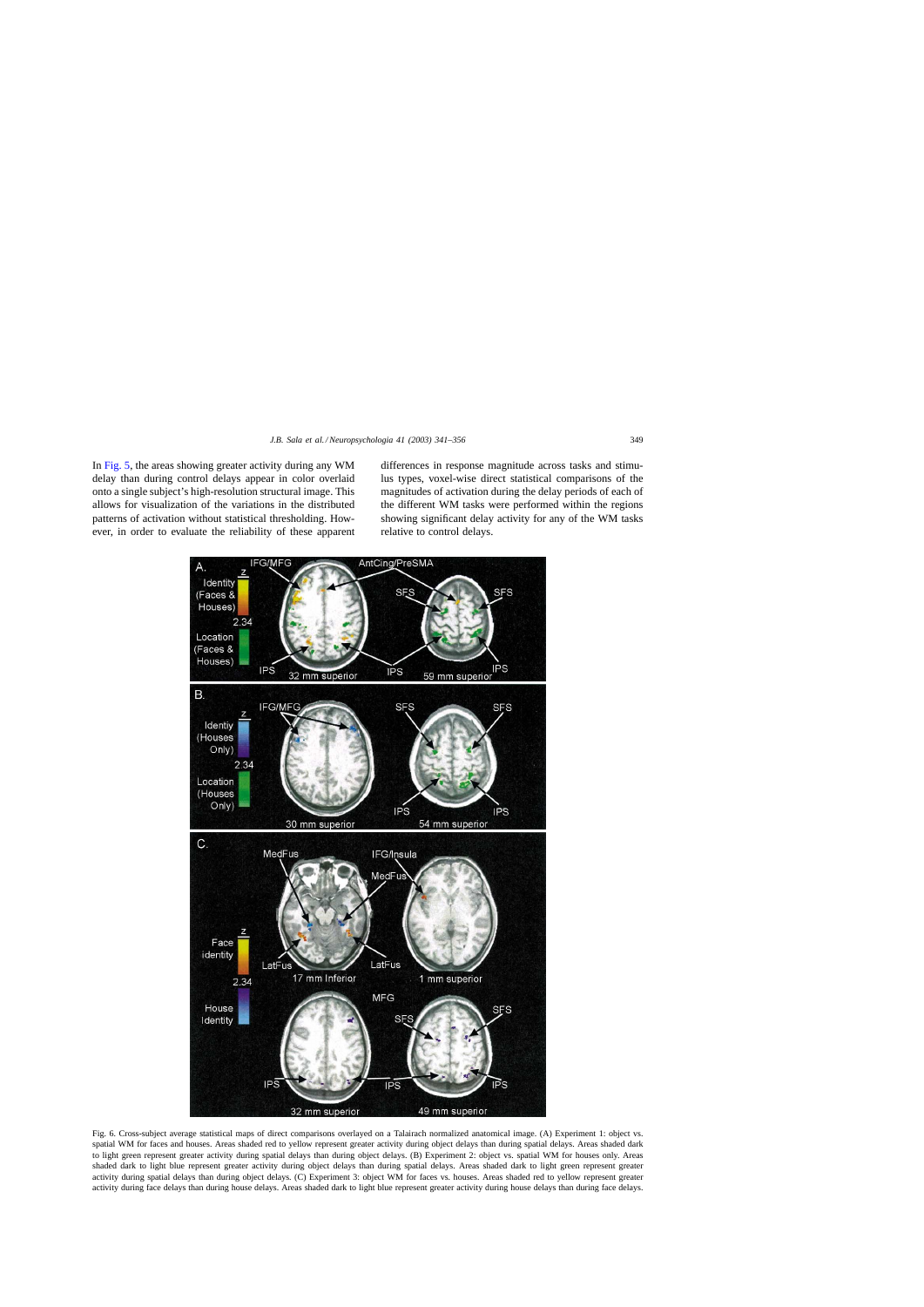In Fig. 5, the areas showing greater activity during any WM delay than during control delays appear in color overlaid onto a single subject's high-resolution structural image. This allows for visualization of the variations in the distributed patterns of activation without statistical thresholding. However, in order to evaluate the reliability of these apparent differences in response magnitude across tasks and stimulus types, voxel-wise direct statistical comparisons of the magnitudes of activation during the delay periods of each of the different WM tasks were performed within the regions showing significant delay activity for any of the WM tasks relative to control delays.

Fig. 6. Cross-subject average statistical maps of direct comparisons overlayed on a Talairach normalized anatomical image. (A) Experiment 1: object vs. spatial WM for faces and houses. Areas shaded red to yellow represent greater activity during object delays than during spatial delays. Areas shaded dark to light green represent greater activity during spatial delays than during object delays. (B) Experiment 2: object vs. spatial WM for houses only. Areas shaded dark to light blue represent greater activity during object delays than during spatial delays. Areas shaded dark to light green represent greater activity during spatial delays than during object delays. (C) Experiment 3: object WM for faces vs. houses. Areas shaded red to yellow represent greater activity during face delays than during house delays. Areas shaded dark to light blue represent greater activity during house delays than during face delays.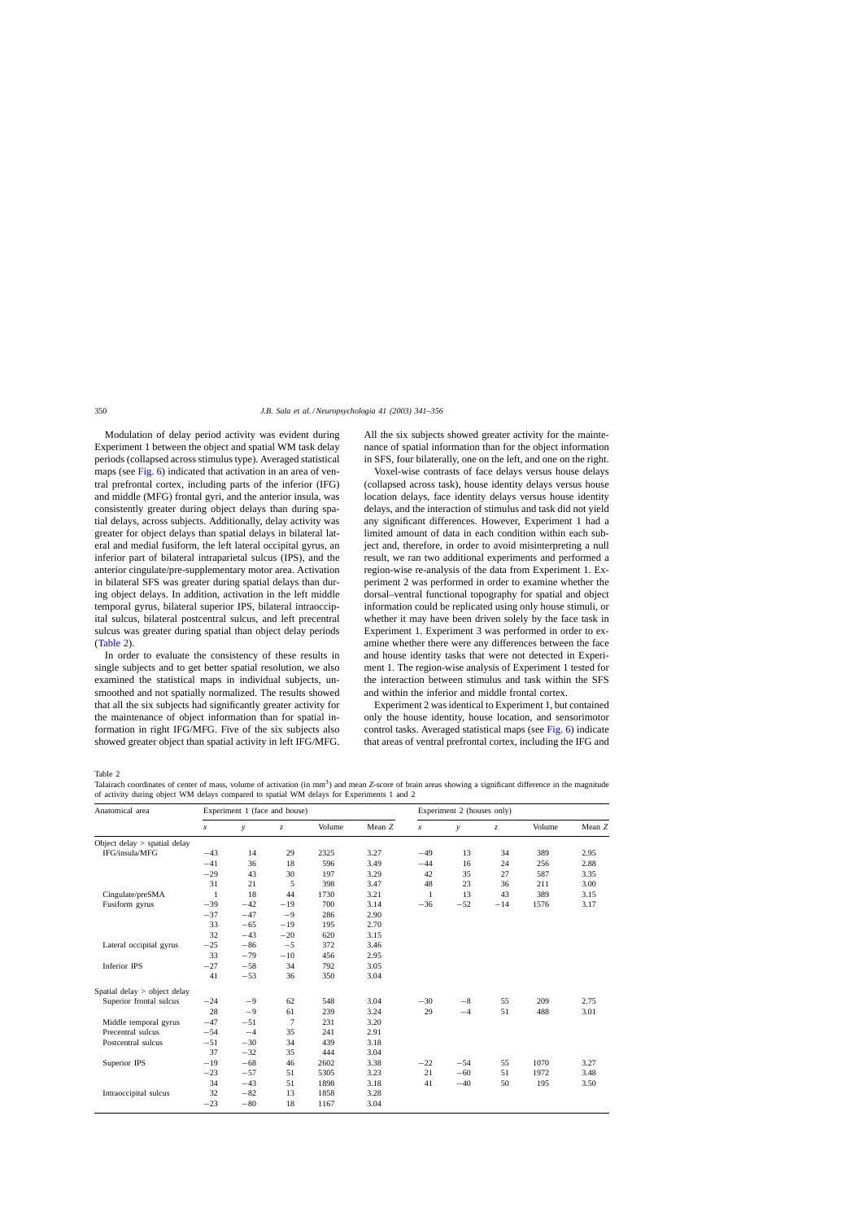Modulation of delay period activity was evident during Experiment 1 between the object and spatial WM task delay periods (collapsed across stimulus type). Averaged statistical maps (see Fig. 6) indicated that activation in an area of ventral prefrontal cortex, including parts of the inferior (IFG) and middle (MFG) frontal gyri, and the anterior insula, was consistently greater during object delays than during spatial delays, across subjects. Additionally, delay activity was greater for object delays than spatial delays in bilateral lateral and medial fusiform, the left lateral occipital gyrus, an inferior part of bilateral intraparietal sulcus (IPS), and the anterior cingulate/pre-supplementary motor area. Activation in bilateral SFS was greater during spatial delays than during object delays. In addition, activation in the left middle temporal gyrus, bilateral superior IPS, bilateral intraoccipital sulcus, bilateral postcentral sulcus, and left precentral sulcus was greater during spatial than object delay periods (Table 2).

In order to evaluate the consistency of these results in single subjects and to get better spatial resolution, we also examined the statistical maps in individual subjects, unsmoothed and not spatially normalized. The results showed that all the six subjects had significantly greater activity for the maintenance of object information than for spatial information in right IFG/MFG. Five of the six subjects also showed greater object than spatial activity in left IFG/MFG. All the six subjects showed greater activity for the maintenance of spatial information than for the object information in SFS, four bilaterally, one on the left, and one on the right.

Voxel-wise contrasts of face delays versus house delays (collapsed across task), house identity delays versus house location delays, face identity delays versus house identity delays, and the interaction of stimulus and task did not yield any significant differences. However, Experiment 1 had a limited amount of data in each condition within each subject and, therefore, in order to avoid misinterpreting a null result, we ran two additional experiments and performed a region-wise re-analysis of the data from Experiment 1. Experiment 2 was performed in order to examine whether the dorsal–ventral functional topography for spatial and object information could be replicated using only house stimuli, or whether it may have been driven solely by the face task in Experiment 1. Experiment 3 was performed in order to examine whether there were any differences between the face and house identity tasks that were not detected in Experiment 1. The region-wise analysis of Experiment 1 tested for the interaction between stimulus and task within the SFS and within the inferior and middle frontal cortex.

Experiment 2 was identical to Experiment 1, but contained only the house identity, house location, and sensorimotor control tasks. Averaged statistical maps (see Fig. 6) indicate that areas of ventral prefrontal cortex, including the IFG and

Table 2
Talairach coordinates of center of mass, volume of activation (in mm$^3$) and mean $Z$-score of brain areas showing a significant difference in the magnitude of activity during object WM delays compared to spatial WM delays for Experiments 1 and 2

| Anatomical area | Experiment 1 (face and house) | | | | | Experiment 2 (houses only) | | | | |
|---|---|---|---|---|---|---|---|---|---|---|
| | $x$ | $y$ | $z$ | Volume | Mean $Z$ | $x$ | $y$ | $z$ | Volume | Mean $Z$ |
| Object delay > spatial delay | | | | | | | | | | |
| IFG/insula/MFG | −43 | 14 | 29 | 2325 | 3.27 | −49 | 13 | 34 | 389 | 2.95 |
| | −41 | 36 | 18 | 596 | 3.49 | −44 | 16 | 24 | 256 | 2.88 |
| | −29 | 43 | 30 | 197 | 3.29 | 42 | 35 | 27 | 587 | 3.35 |
| | 31 | 21 | 5 | 398 | 3.47 | 48 | 23 | 36 | 211 | 3.00 |
| Cingulate/preSMA | 1 | 18 | 44 | 1730 | 3.21 | 1 | 13 | 43 | 389 | 3.15 |
| Fusiform gyrus | −39 | −42 | −19 | 700 | 3.14 | −36 | −52 | −14 | 1576 | 3.17 |
| | −37 | −47 | −9 | 286 | 2.90 | | | | | |
| | 33 | −65 | −19 | 195 | 2.70 | | | | | |
| | 32 | −43 | −20 | 620 | 3.15 | | | | | |
| Lateral occipital gyrus | −25 | −86 | −5 | 372 | 3.46 | | | | | |
| | 33 | −79 | −10 | 456 | 2.95 | | | | | |
| Inferior IPS | −27 | −58 | 34 | 792 | 3.05 | | | | | |
| | 41 | −53 | 36 | 350 | 3.04 | | | | | |
| Spatial delay > object delay | | | | | | | | | | |
| Superior frontal sulcus | −24 | −9 | 62 | 548 | 3.04 | −30 | −8 | 55 | 209 | 2.75 |
| | 28 | −9 | 61 | 239 | 3.24 | 29 | −4 | 51 | 488 | 3.01 |
| Middle temporal gyrus | −47 | −51 | 7 | 231 | 3.20 | | | | | |
| Precentral sulcus | −54 | −4 | 35 | 241 | 2.91 | | | | | |
| Postcentral sulcus | −51 | −30 | 34 | 439 | 3.18 | | | | | |
| | 37 | −32 | 35 | 444 | 3.04 | | | | | |
| Superior IPS | −19 | −68 | 46 | 2602 | 3.38 | −22 | −54 | 55 | 1070 | 3.27 |
| | −23 | −57 | 51 | 5305 | 3.23 | 21 | −60 | 51 | 1972 | 3.48 |
| | 34 | −43 | 51 | 1898 | 3.18 | 41 | −40 | 50 | 195 | 3.50 |
| Intraoccipital sulcus | 32 | −82 | 13 | 1858 | 3.28 | | | | | |
| | −23 | −80 | 18 | 1167 | 3.04 | | | | | |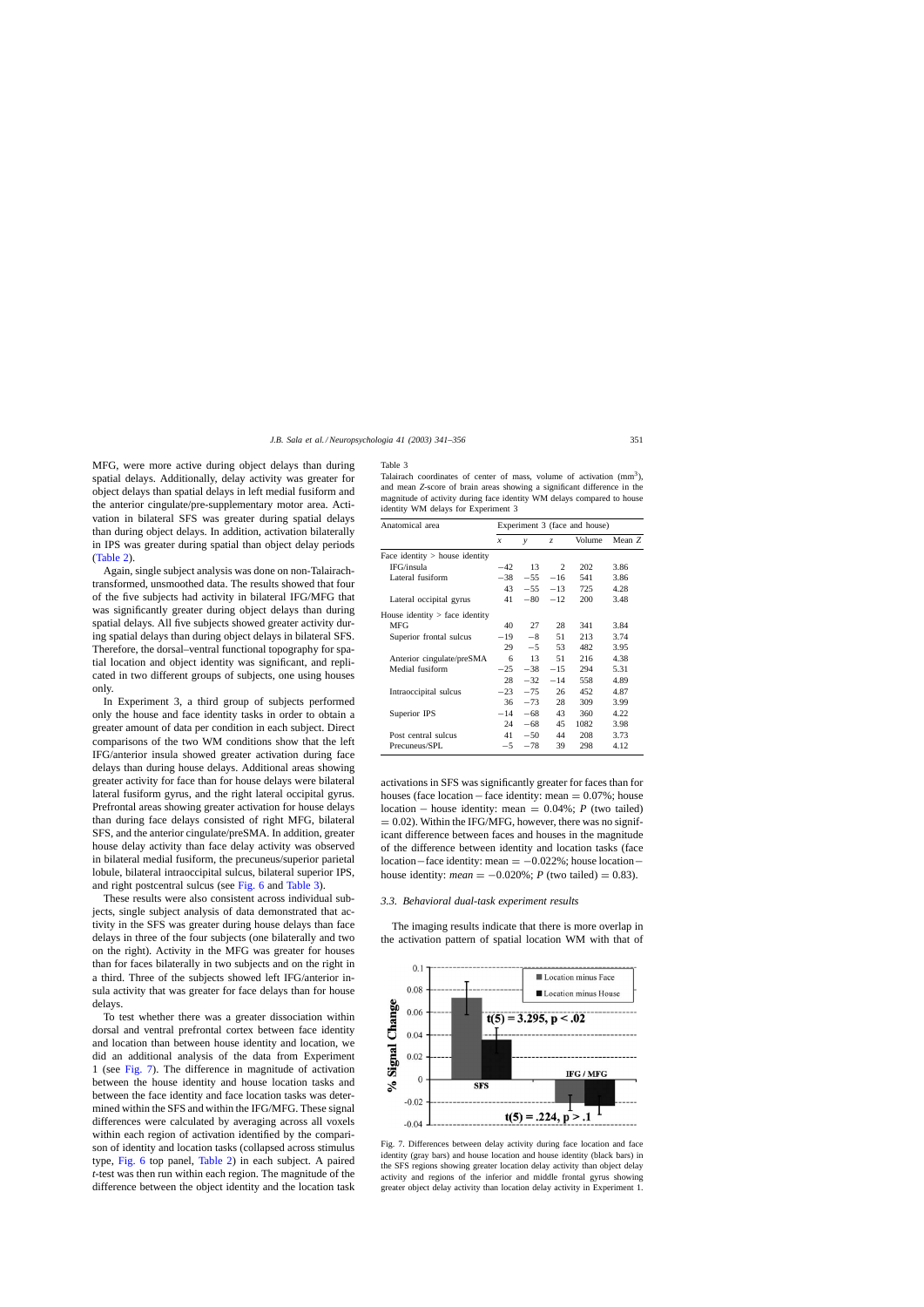MFG, were more active during object delays than during spatial delays. Additionally, delay activity was greater for object delays than spatial delays in left medial fusiform and the anterior cingulate/pre-supplementary motor area. Activation in bilateral SFS was greater during spatial delays than during object delays. In addition, activation bilaterally in IPS was greater during spatial than object delay periods (Table 2).

Again, single subject analysis was done on non-Talairach-transformed, unsmoothed data. The results showed that four of the five subjects had activity in bilateral IFG/MFG that was significantly greater during object delays than during spatial delays. All five subjects showed greater activity during spatial delays than during object delays in bilateral SFS. Therefore, the dorsal–ventral functional topography for spatial location and object identity was significant, and replicated in two different groups of subjects, one using houses only.

In Experiment 3, a third group of subjects performed only the house and face identity tasks in order to obtain a greater amount of data per condition in each subject. Direct comparisons of the two WM conditions show that the left IFG/anterior insula showed greater activation during face delays than during house delays. Additional areas showing greater activity for face than for house delays were bilateral lateral fusiform gyrus, and the right lateral occipital gyrus. Prefrontal areas showing greater activation for house delays than during face delays consisted of right MFG, bilateral SFS, and the anterior cingulate/preSMA. In addition, greater house delay activity than face delay activity was observed in bilateral medial fusiform, the precuneus/superior parietal lobule, bilateral intraoccipital sulcus, bilateral superior IPS, and right postcentral sulcus (see Fig. 6 and Table 3).

These results were also consistent across individual subjects, single subject analysis of data demonstrated that activity in the SFS was greater during house delays than face delays in three of the four subjects (one bilaterally and two on the right). Activity in the MFG was greater for houses than for faces bilaterally in two subjects and on the right in a third. Three of the subjects showed left IFG/anterior insula activity that was greater for face delays than for house delays.

To test whether there was a greater dissociation within dorsal and ventral prefrontal cortex between face identity and location than between house identity and location, we did an additional analysis of the data from Experiment 1 (see Fig. 7). The difference in magnitude of activation between the house identity and house location tasks and between the face identity and face location tasks was determined within the SFS and within the IFG/MFG. These signal differences were calculated by averaging across all voxels within each region of activation identified by the comparison of identity and location tasks (collapsed across stimulus type, Fig. 6 top panel, Table 2) in each subject. A paired *t*-test was then run within each region. The magnitude of the difference between the object identity and the location task activations in SFS was significantly greater for faces than for houses (face location − face identity: mean = 0.07%; house location − house identity: mean = 0.04%; $P$ (two tailed) = 0.02). Within the IFG/MFG, however, there was no significant difference between faces and houses in the magnitude of the difference between identity and location tasks (face location − face identity: mean = −0.022%; house location − house identity: *mean* = −0.020%; $P$ (two tailed) = 0.83).

Table 3
Talairach coordinates of center of mass, volume of activation (mm$^3$), and mean Z-score of brain areas showing a significant difference in the magnitude of activity during face identity WM delays compared to house identity WM delays for Experiment 3

| Anatomical area | Experiment 3 (face and house) | | | | |
|---|---|---|---|---|---|
| | *x* | *y* | *z* | Volume | Mean *Z* |
| Face identity > house identity | | | | | |
| IFG/insula | −42 | 13 | 2 | 202 | 3.86 |
| Lateral fusiform | −38 | −55 | −16 | 541 | 3.86 |
| | 43 | −55 | −13 | 725 | 4.28 |
| Lateral occipital gyrus | 41 | −80 | −12 | 200 | 3.48 |
| House identity > face identity | | | | | |
| MFG | 40 | 27 | 28 | 341 | 3.84 |
| Superior frontal sulcus | −19 | −8 | 51 | 213 | 3.74 |
| | 29 | −5 | 53 | 482 | 3.95 |
| Anterior cingulate/preSMA | 6 | 13 | 51 | 216 | 4.38 |
| Medial fusiform | −25 | −38 | −15 | 294 | 5.31 |
| | 28 | −32 | −14 | 558 | 4.89 |
| Intraoccipital sulcus | −23 | −75 | 26 | 452 | 4.87 |
| | 36 | −73 | 28 | 309 | 3.99 |
| Superior IPS | −14 | −68 | 43 | 360 | 4.22 |
| | 24 | −68 | 45 | 1082 | 3.98 |
| Post central sulcus | 41 | −50 | 44 | 208 | 3.73 |
| Precuneus/SPL | −5 | −78 | 39 | 298 | 4.12 |

### 3.3. Behavioral dual-task experiment results

The imaging results indicate that there is more overlap in the activation pattern of spatial location WM with that of

% Signal Change
0.1
0.08
0.06
0.04
0.02
0
-0.02
-0.04
Location minus Face
Location minus House
t(5) = 3.295, p < .02
SFS
IFG / MFG
t(5) = .224, p > .1

Fig. 7. Differences between delay activity during face location and face identity (gray bars) and house location and house identity (black bars) in the SFS regions showing greater location delay activity than object delay activity and regions of the inferior and middle frontal gyrus showing greater object delay activity than location delay activity in Experiment 1.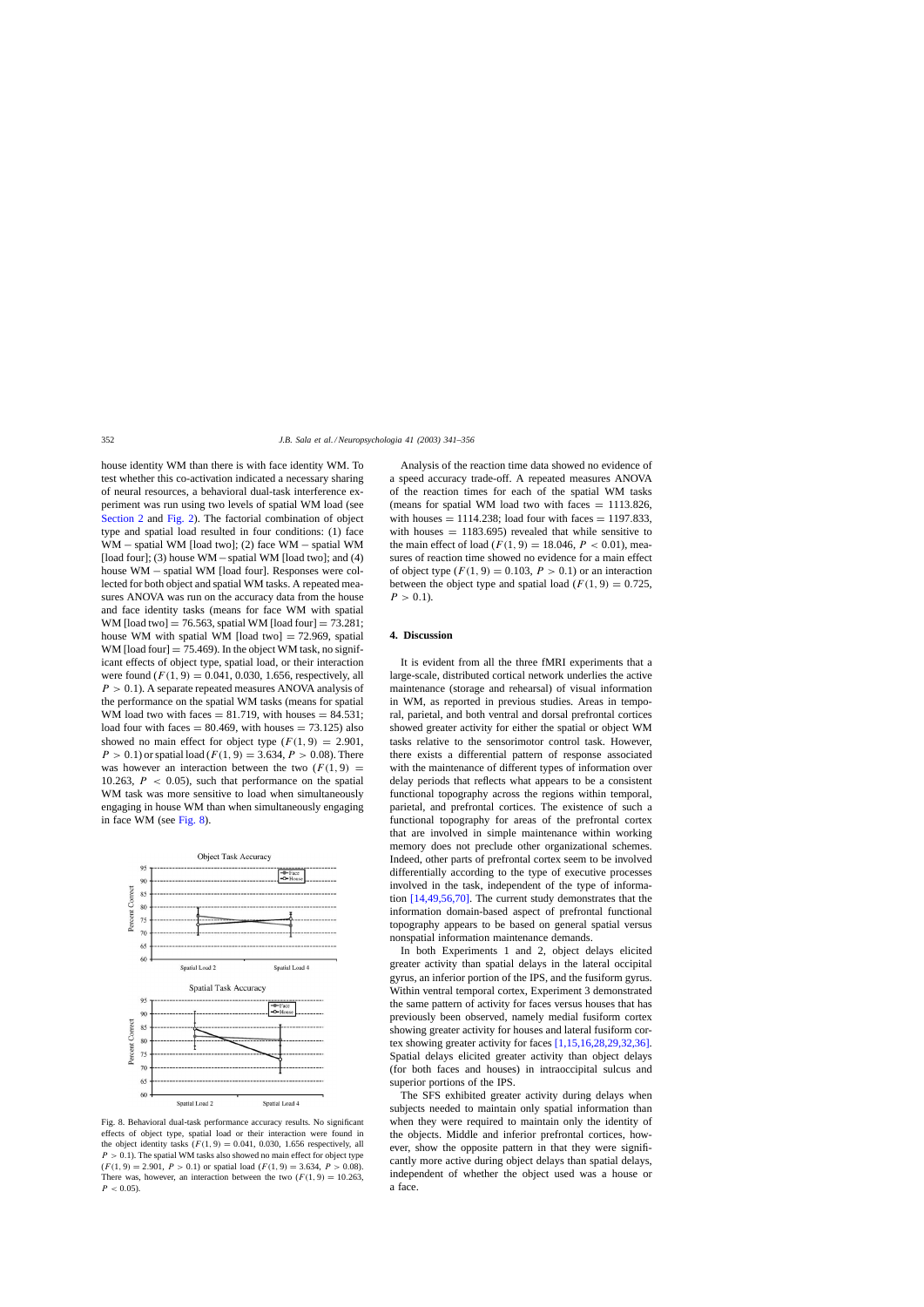house identity WM than there is with face identity WM. To test whether this co-activation indicated a necessary sharing of neural resources, a behavioral dual-task interference experiment was run using two levels of spatial WM load (see Section 2 and Fig. 2). The factorial combination of object type and spatial load resulted in four conditions: (1) face WM − spatial WM [load two]; (2) face WM − spatial WM [load four]; (3) house WM − spatial WM [load two]; and (4) house WM − spatial WM [load four]. Responses were collected for both object and spatial WM tasks. A repeated measures ANOVA was run on the accuracy data from the house and face identity tasks (means for face WM with spatial WM [load two] = 76.563, spatial WM [load four] = 73.281; house WM with spatial WM [load two] = 72.969, spatial WM [load four] = 75.469). In the object WM task, no significant effects of object type, spatial load, or their interaction were found ($F(1, 9) = 0.041$, 0.030, 1.656, respectively, all $P > 0.1$). A separate repeated measures ANOVA analysis of the performance on the spatial WM tasks (means for spatial WM load two with faces = 81.719, with houses = 84.531; load four with faces = 80.469, with houses = 73.125) also showed no main effect for object type ($F(1, 9) = 2.901$, $P > 0.1$) or spatial load ($F(1, 9) = 3.634$, $P > 0.08$). There was however an interaction between the two ($F(1, 9) = 10.263$, $P < 0.05$), such that performance on the spatial WM task was more sensitive to load when simultaneously engaging in house WM than when simultaneously engaging in face WM (see Fig. 8).

Fig. 8. Behavioral dual-task performance accuracy results. No significant effects of object type, spatial load or their interaction were found in the object identity tasks ($F(1, 9) = 0.041$, 0.030, 1.656 respectively, all $P > 0.1$). The spatial WM tasks also showed no main effect for object type ($F(1, 9) = 2.901$, $P > 0.1$) or spatial load ($F(1, 9) = 3.634$, $P > 0.08$). There was, however, an interaction between the two ($F(1, 9) = 10.263$, $P < 0.05$).

Analysis of the reaction time data showed no evidence of a speed accuracy trade-off. A repeated measures ANOVA analysis of the reaction times for each of the spatial WM tasks (means for spatial WM load two with faces = 1113.826, with houses = 1114.238; load four with faces = 1197.833, with houses = 1183.695) revealed that while sensitive to the main effect of load ($F(1, 9) = 18.046$, $P < 0.01$), measures of reaction time showed no evidence for a main effect of object type ($F(1, 9) = 0.103$, $P > 0.1$) or an interaction between the object type and spatial load ($F(1, 9) = 0.725$, $P > 0.1$).

## 4. Discussion

It is evident from all the three fMRI experiments that a large-scale, distributed cortical network underlies the active maintenance (storage and rehearsal) of visual information in WM, as reported in previous studies. Areas in temporal, parietal, and both ventral and dorsal prefrontal cortices showed greater activity for either the spatial or object WM tasks relative to the sensorimotor control task. However, there exists a differential pattern of response associated with the maintenance of different types of information over delay periods that reflects what appears to be a consistent functional topography across the regions within temporal, parietal, and prefrontal cortices. The existence of such a functional topography for areas of the prefrontal cortex that are involved in simple maintenance within working memory does not preclude other organizational schemes. Indeed, other parts of prefrontal cortex seem to be involved differentially according to the type of executive processes involved in the task, independent of the type of information [14,49,56,70]. The current study demonstrates that the information domain-based aspect of prefrontal functional topography appears to be based on general spatial versus nonspatial information maintenance demands.

In both Experiments 1 and 2, object delays elicited greater activity than spatial delays in the lateral occipital gyrus, an inferior portion of the IPS, and the fusiform gyrus. Within ventral temporal cortex, Experiment 3 demonstrated the same pattern of activity for faces versus houses that has previously been observed, namely medial fusiform cortex showing greater activity for houses and lateral fusiform cortex showing greater activity for faces [1,15,16,28,29,32,36]. Spatial delays elicited greater activity than object delays (for both faces and houses) in intraoccipital sulcus and superior portions of the IPS.

The SFS exhibited greater activity during delays when subjects needed to maintain only spatial information than when they were required to maintain only the identity of the objects. Middle and inferior prefrontal cortices, however, show the opposite pattern in that they were significantly more active during object delays than spatial delays, independent of whether the object used was a house or a face.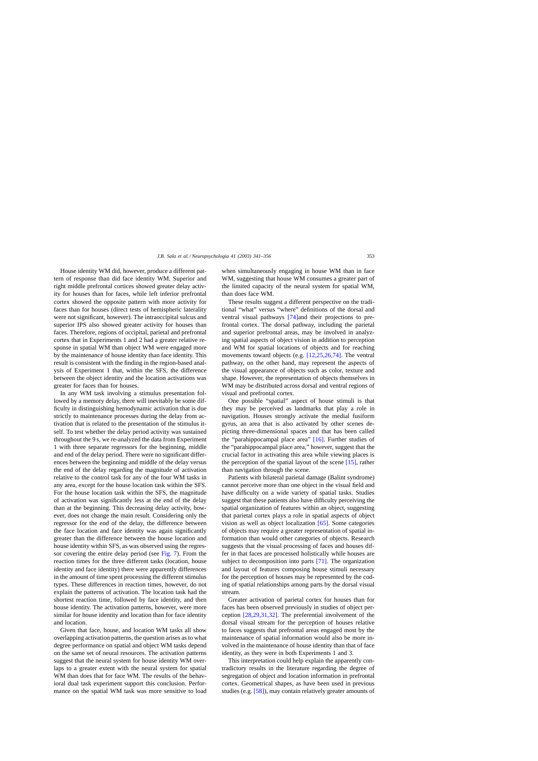House identity WM did, however, produce a different pattern of response than did face identity WM. Superior and right middle prefrontal cortices showed greater delay activity for houses than for faces, while left inferior prefrontal cortex showed the opposite pattern with more activity for faces than for houses (direct tests of hemispheric laterality were not significant, however). The intraoccipital sulcus and superior IPS also showed greater activity for houses than faces. Therefore, regions of occipital, parietal and prefrontal cortex that in Experiments 1 and 2 had a greater relative response in spatial WM than object WM were engaged more by the maintenance of house identity than face identity. This result is consistent with the finding in the region-based analysis of Experiment 1 that, within the SFS, the difference between the object identity and the location activations was greater for faces than for houses.

In any WM task involving a stimulus presentation followed by a memory delay, there will inevitably be some difficulty in distinguishing hemodynamic activation that is due strictly to maintenance processes during the delay from activation that is related to the presentation of the stimulus itself. To test whether the delay period activity was sustained throughout the 9 s, we re-analyzed the data from Experiment 1 with three separate regressors for the beginning, middle and end of the delay period. There were no significant differences between the beginning and middle of the delay versus the end of the delay regarding the magnitude of activation relative to the control task for any of the four WM tasks in any area, except for the house location task within the SFS. For the house location task within the SFS, the magnitude of activation was significantly less at the end of the delay than at the beginning. This decreasing delay activity, however, does not change the main result. Considering only the regressor for the end of the delay, the difference between the face location and face identity was again significantly greater than the difference between the house location and house identity within SFS, as was observed using the regressor covering the entire delay period (see Fig. 7). From the reaction times for the three different tasks (location, house identity and face identity) there were apparently differences in the amount of time spent processing the different stimulus types. These differences in reaction times, however, do not explain the patterns of activation. The location task had the shortest reaction time, followed by face identity, and then house identity. The activation patterns, however, were more similar for house identity and location than for face identity and location.

Given that face, house, and location WM tasks all show overlapping activation patterns, the question arises as to what degree performance on spatial and object WM tasks depend on the same set of neural resources. The activation patterns suggest that the neural system for house identity WM overlaps to a greater extent with the neural system for spatial WM than does that for face WM. The results of the behavioral dual task experiment support this conclusion. Performance on the spatial WM task was more sensitive to load when simultaneously engaging in house WM than in face WM, suggesting that house WM consumes a greater part of the limited capacity of the neural system for spatial WM, than does face WM.

These results suggest a different perspective on the traditional "what" versus "where" definitions of the dorsal and ventral visual pathways [74]and their projections to prefrontal cortex. The dorsal pathway, including the parietal and superior prefrontal areas, may be involved in analyzing spatial aspects of object vision in addition to perception and WM for spatial locations of objects and for reaching movements toward objects (e.g. [12,25,26,74]. The ventral pathway, on the other hand, may represent the aspects of the visual appearance of objects such as color, texture and shape. However, the representation of objects themselves in WM may be distributed across dorsal and ventral regions of visual and prefrontal cortex.

One possible "spatial" aspect of house stimuli is that they may be perceived as landmarks that play a role in navigation. Houses strongly activate the medial fusiform gyrus, an area that is also activated by other scenes depicting three-dimensional spaces and that has been called the "parahippocampal place area" [16]. Further studies of the "parahippocampal place area," however, suggest that the crucial factor in activating this area while viewing places is the perception of the spatial layout of the scene [15], rather than navigation through the scene.

Patients with bilateral parietal damage (Balint syndrome) cannot perceive more than one object in the visual field and have difficulty on a wide variety of spatial tasks. Studies suggest that these patients also have difficulty perceiving the spatial organization of features within an object, suggesting that parietal cortex plays a role in spatial aspects of object vision as well as object localization [65]. Some categories of objects may require a greater representation of spatial information than would other categories of objects. Research suggests that the visual processing of faces and houses differ in that faces are processed holistically while houses are subject to decomposition into parts [71]. The organization and layout of features composing house stimuli necessary for the perception of houses may be represented by the coding of spatial relationships among parts by the dorsal visual stream.

Greater activation of parietal cortex for houses than for faces has been observed previously in studies of object perception [28,29,31,32]. The preferential involvement of the dorsal visual stream for the perception of houses relative to faces suggests that prefrontal areas engaged most by the maintenance of spatial information would also be more involved in the maintenance of house identity than that of face identity, as they were in both Experiments 1 and 3.

This interpretation could help explain the apparently contradictory results in the literature regarding the degree of segregation of object and location information in prefrontal cortex. Geometrical shapes, as have been used in previous studies (e.g. [58]), may contain relatively greater amounts of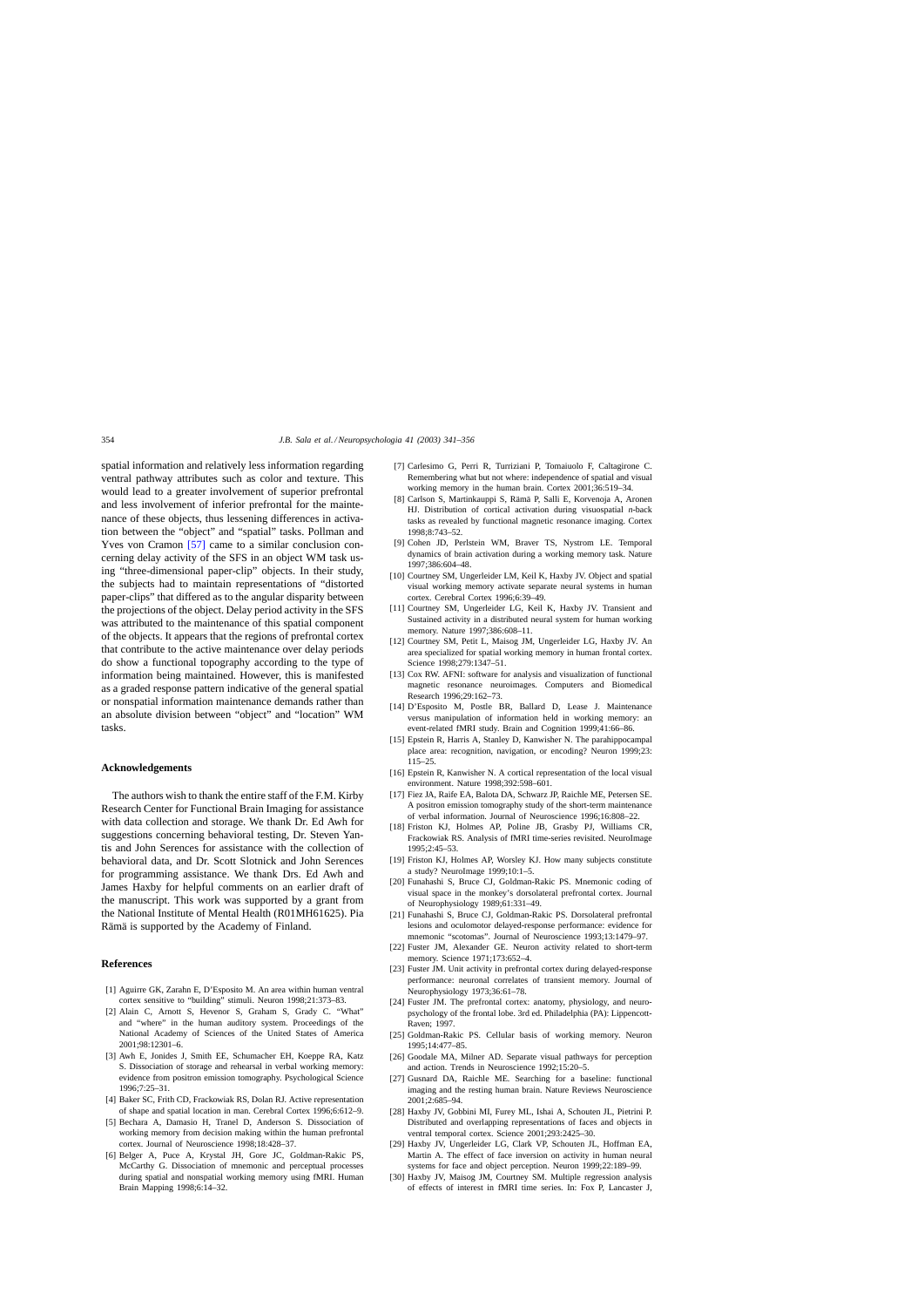spatial information and relatively less information regarding ventral pathway attributes such as color and texture. This would lead to a greater involvement of superior prefrontal and less involvement of inferior prefrontal for the maintenance of these objects, thus lessening differences in activation between the "object" and "spatial" tasks. Pollman and Yves von Cramon [57] came to a similar conclusion concerning delay activity of the SFS in an object WM task using "three-dimensional paper-clip" objects. In their study, the subjects had to maintain representations of "distorted paper-clips" that differed as to the angular disparity between the projections of the object. Delay period activity in the SFS was attributed to the maintenance of this spatial component of the objects. It appears that the regions of prefrontal cortex that contribute to the active maintenance over delay periods do show a functional topography according to the type of information being maintained. However, this is manifested as a graded response pattern indicative of the general spatial or nonspatial information maintenance demands rather than an absolute division between "object" and "location" WM tasks.

## Acknowledgements

The authors wish to thank the entire staff of the F.M. Kirby Research Center for Functional Brain Imaging for assistance with data collection and storage. We thank Dr. Ed Awh for suggestions concerning behavioral testing, Dr. Steven Yantis and John Serences for assistance with the collection of behavioral data, and Dr. Scott Slotnick and John Serences for programming assistance. We thank Drs. Ed Awh and James Haxby for helpful comments on an earlier draft of the manuscript. This work was supported by a grant from the National Institute of Mental Health (R01MH61625). Pia Rämä is supported by the Academy of Finland.

## References

[1] Aguirre GK, Zarahn E, D'Esposito M. An area within human ventral cortex sensitive to "building" stimuli. Neuron 1998;21:373–83.

[2] Alain C, Arnott S, Hevenor S, Graham S, Grady C. "What" and "where" in the human auditory system. Proceedings of the National Academy of Sciences of the United States of America 2001;98:12301–6.

[3] Awh E, Jonides J, Smith EE, Schumacher EH, Koeppe RA, Katz S. Dissociation of storage and rehearsal in verbal working memory: evidence from positron emission tomography. Psychological Science 1996;7:25–31.

[4] Baker SC, Frith CD, Frackowiak RS, Dolan RJ. Active representation of shape and spatial location in man. Cerebral Cortex 1996;6:612–9.

[5] Bechara A, Damasio H, Tranel D, Anderson S. Dissociation of working memory from decision making within the human prefrontal cortex. Journal of Neuroscience 1998;18:428–37.

[6] Belger A, Puce A, Krystal JH, Gore JC, Goldman-Rakic PS, McCarthy G. Dissociation of mnemonic and perceptual processes during spatial and nonspatial working memory using fMRI. Human Brain Mapping 1998;6:14–32.

[7] Carlesimo G, Perri R, Turriziani P, Tomaiuolo F, Caltagirone C. Remembering what but not where: independence of spatial and visual working memory in the human brain. Cortex 2001;36:519–34.

[8] Carlson S, Martinkauppi S, Rämä P, Salli E, Korvenoja A, Aronen HJ. Distribution of cortical activation during visuospatial *n*-back tasks as revealed by functional magnetic resonance imaging. Cortex 1998;8:743–52.

[9] Cohen JD, Perlstein WM, Braver TS, Nystrom LE. Temporal dynamics of brain activation during a working memory task. Nature 1997;386:604–48.

[10] Courtney SM, Ungerleider LM, Keil K, Haxby JV. Object and spatial visual working memory activate separate neural systems in human cortex. Cerebral Cortex 1996;6:39–49.

[11] Courtney SM, Ungerleider LG, Keil K, Haxby JV. Transient and Sustained activity in a distributed neural system for human working memory. Nature 1997;386:608–11.

[12] Courtney SM, Petit L, Maisog JM, Ungerleider LG, Haxby JV. An area specialized for spatial working memory in human frontal cortex. Science 1998;279:1347–51.

[13] Cox RW. AFNI: software for analysis and visualization of functional magnetic resonance neuroimages. Computers and Biomedical Research 1996;29:162–73.

[14] D'Esposito M, Postle BR, Ballard D, Lease J. Maintenance versus manipulation of information held in working memory: an event-related fMRI study. Brain and Cognition 1999;41:66–86.

[15] Epstein R, Harris A, Stanley D, Kanwisher N. The parahippocampal place area: recognition, navigation, or encoding? Neuron 1999;23: 115–25.

[16] Epstein R, Kanwisher N. A cortical representation of the local visual environment. Nature 1998;392:598–601.

[17] Fiez JA, Raife EA, Balota DA, Schwarz JP, Raichle ME, Petersen SE. A positron emission tomography study of the short-term maintenance of verbal information. Journal of Neuroscience 1996;16:808–22.

[18] Friston KJ, Holmes AP, Poline JB, Grasby PJ, Williams CR, Frackowiak RS. Analysis of fMRI time-series revisited. NeuroImage 1995;2:45–53.

[19] Friston KJ, Holmes AP, Worsley KJ. How many subjects constitute a study? NeuroImage 1999;10:1–5.

[20] Funahashi S, Bruce CJ, Goldman-Rakic PS. Mnemonic coding of visual space in the monkey's dorsolateral prefrontal cortex. Journal of Neurophysiology 1989;61:331–49.

[21] Funahashi S, Bruce CJ, Goldman-Rakic PS. Dorsolateral prefrontal lesions and oculomotor delayed-response performance: evidence for mnemonic "scotomas". Journal of Neuroscience 1993;13:1479–97.

[22] Fuster JM, Alexander GE. Neuron activity related to short-term memory. Science 1971;173:652–4.

[23] Fuster JM. Unit activity in prefrontal cortex during delayed-response performance: neuronal correlates of transient memory. Journal of Neurophysiology 1973;36:61–78.

[24] Fuster JM. The prefrontal cortex: anatomy, physiology, and neuropsychology of the frontal lobe. 3rd ed. Philadelphia (PA): Lippencott-Raven; 1997.

[25] Goldman-Rakic PS. Cellular basis of working memory. Neuron 1995;14:477–85.

[26] Goodale MA, Milner AD. Separate visual pathways for perception and action. Trends in Neuroscience 1992;15:20–5.

[27] Gusnard DA, Raichle ME. Searching for a baseline: functional imaging and the resting human brain. Nature Reviews Neuroscience 2001;2:685–94.

[28] Haxby JV, Gobbini MI, Furey ML, Ishai A, Schouten JL, Pietrini P. Distributed and overlapping representations of faces and objects in ventral temporal cortex. Science 2001;293:2425–30.

[29] Haxby JV, Ungerleider LG, Clark VP, Schouten JL, Hoffman EA, Martin A. The effect of face inversion on activity in human neural systems for face and object perception. Neuron 1999;22:189–99.

[30] Haxby JV, Maisog JM, Courtney SM. Multiple regression analysis of effects of interest in fMRI time series. In: Fox P, Lancaster J,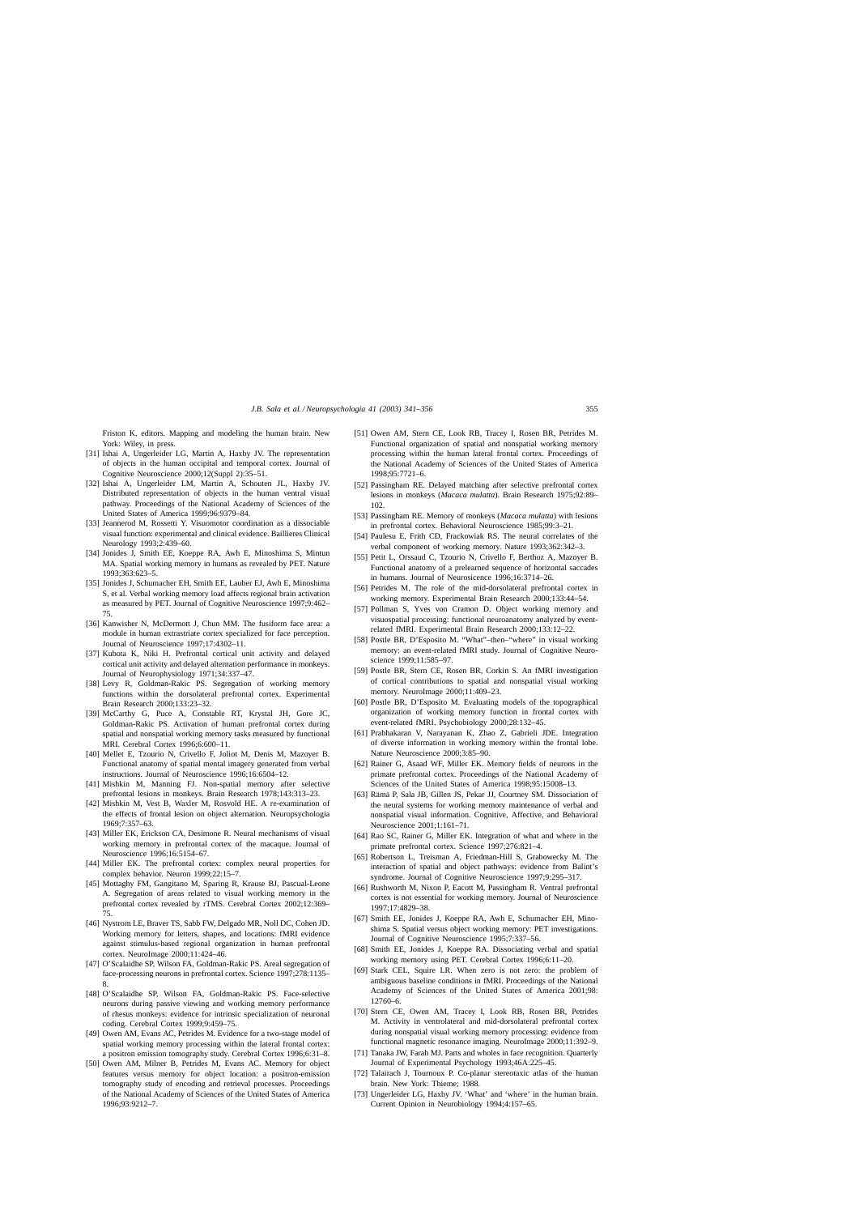Friston K, editors. Mapping and modeling the human brain. New York: Wiley, in press.

[31] Ishai A, Ungerleider LG, Martin A, Haxby JV. The representation of objects in the human occipital and temporal cortex. Journal of Cognitive Neuroscience 2000;12(Suppl 2):35–51.

[32] Ishai A, Ungerleider LM, Martin A, Schouten JL, Haxby JV. Distributed representation of objects in the human ventral visual pathway. Proceedings of the National Academy of Sciences of the United States of America 1999;96:9379–84.

[33] Jeannerod M, Rossetti Y. Visuomotor coordination as a dissociable visual function: experimental and clinical evidence. Baillieres Clinical Neurology 1993;2:439–60.

[34] Jonides J, Smith EE, Koeppe RA, Awh E, Minoshima S, Mintun MA. Spatial working memory in humans as revealed by PET. Nature 1993;363:623–5.

[35] Jonides J, Schumacher EH, Smith EE, Lauber EJ, Awh E, Minoshima S, et al. Verbal working memory load affects regional brain activation as measured by PET. Journal of Cognitive Neuroscience 1997;9:462–75.

[36] Kanwisher N, McDermott J, Chun MM. The fusiform face area: a module in human extrastriate cortex specialized for face perception. Journal of Neuroscience 1997;17:4302–11.

[37] Kubota K, Niki H. Prefrontal cortical unit activity and delayed cortical unit activity and delayed alternation performance in monkeys. Journal of Neurophysiology 1971;34:337–47.

[38] Levy R, Goldman-Rakic PS. Segregation of working memory functions within the dorsolateral prefrontal cortex. Experimental Brain Research 2000;133:23–32.

[39] McCarthy G, Puce A, Constable RT, Krystal JH, Gore JC, Goldman-Rakic PS. Activation of human prefrontal cortex during spatial and nonspatial working memory tasks measured by functional MRI. Cerebral Cortex 1996;6:600–11.

[40] Mellet E, Tzourio N, Crivello F, Joliot M, Denis M, Mazoyer B. Functional anatomy of spatial mental imagery generated from verbal instructions. Journal of Neuroscience 1996;16:6504–12.

[41] Mishkin M, Manning FJ. Non-spatial memory after selective prefrontal lesions in monkeys. Brain Research 1978;143:313–23.

[42] Mishkin M, Vest B, Waxler M, Rosvold HE. A re-examination of the effects of frontal lesion on object alternation. Neuropsychologia 1969;7:357–63.

[43] Miller EK, Erickson CA, Desimone R. Neural mechanisms of visual working memory in prefrontal cortex of the macaque. Journal of Neuroscience 1996;16:5154–67.

[44] Miller EK. The prefrontal cortex: complex neural properties for complex behavior. Neuron 1999;22:15–7.

[45] Mottaghy FM, Gangitano M, Sparing R, Krause BJ, Pascual-Leone A. Segregation of areas related to visual working memory in the prefrontal cortex revealed by rTMS. Cerebral Cortex 2002;12:369–75.

[46] Nystrom LE, Braver TS, Sabb FW, Delgado MR, Noll DC, Cohen JD. Working memory for letters, shapes, and locations: fMRI evidence against stimulus-based regional organization in human prefrontal cortex. NeuroImage 2000;11:424–46.

[47] O'Scalaidhe SP, Wilson FA, Goldman-Rakic PS. Areal segregation of face-processing neurons in prefrontal cortex. Science 1997;278:1135–8.

[48] O'Scalaidhe SP, Wilson FA, Goldman-Rakic PS. Face-selective neurons during passive viewing and working memory performance of rhesus monkeys: evidence for intrinsic specialization of neuronal coding. Cerebral Cortex 1999;9:459–75.

[49] Owen AM, Evans AC, Petrides M. Evidence for a two-stage model of spatial working memory processing within the lateral frontal cortex: a positron emission tomography study. Cerebral Cortex 1996;6:31–8.

[50] Owen AM, Milner B, Petrides M, Evans AC. Memory for object features versus memory for object location: a positron-emission tomography study of encoding and retrieval processes. Proceedings of the National Academy of Sciences of the United States of America 1996;93:9212–7.

[51] Owen AM, Stern CE, Look RB, Tracey I, Rosen BR, Petrides M. Functional organization of spatial and nonspatial working memory processing within the human lateral frontal cortex. Proceedings of the National Academy of Sciences of the United States of America 1998;95:7721–6.

[52] Passingham RE. Delayed matching after selective prefrontal cortex lesions in monkeys (*Macaca mulatta*). Brain Research 1975;92:89–102.

[53] Passingham RE. Memory of monkeys (*Macaca mulatta*) with lesions in prefrontal cortex. Behavioral Neuroscience 1985;99:3–21.

[54] Paulesu E, Frith CD, Frackowiak RS. The neural correlates of the verbal component of working memory. Nature 1993;362:342–3.

[55] Petit L, Orssaud C, Tzourio N, Crivello F, Berthoz A, Mazoyer B. Functional anatomy of a prelearned sequence of horizontal saccades in humans. Journal of Neurosicence 1996;16:3714–26.

[56] Petrides M. The role of the mid-dorsolateral prefrontal cortex in working memory. Experimental Brain Research 2000;133:44–54.

[57] Pollman S, Yves von Cramon D. Object working memory and visuospatial processing: functional neuroanatomy analyzed by event-related fMRI. Experimental Brain Research 2000;133:12–22.

[58] Postle BR, D'Esposito M. "What"–then–"where" in visual working memory: an event-related fMRI study. Journal of Cognitive Neuroscience 1999;11:585–97.

[59] Postle BR, Stern CE, Rosen BR, Corkin S. An fMRI investigation of cortical contributions to spatial and nonspatial visual working memory. NeuroImage 2000;11:409–23.

[60] Postle BR, D'Esposito M. Evaluating models of the topographical organization of working memory function in frontal cortex with event-related fMRI. Psychobiology 2000;28:132–45.

[61] Prabhakaran V, Narayanan K, Zhao Z, Gabrieli JDE. Integration of diverse information in working memory within the frontal lobe. Nature Neuroscience 2000;3:85–90.

[62] Rainer G, Asaad WF, Miller EK. Memory fields of neurons in the primate prefrontal cortex. Proceedings of the National Academy of Sciences of the United States of America 1998;95:15008–13.

[63] Rämä P, Sala JB, Gillen JS, Pekar JJ, Courtney SM. Dissociation of the neural systems for working memory maintenance of verbal and nonspatial visual information. Cognitive, Affective, and Behavioral Neuroscience 2001;1:161–71.

[64] Rao SC, Rainer G, Miller EK. Integration of what and where in the primate prefrontal cortex. Science 1997;276:821–4.

[65] Robertson L, Treisman A, Friedman-Hill S, Grabowecky M. The interaction of spatial and object pathways: evidence from Balint's syndrome. Journal of Cognitive Neuroscience 1997;9:295–317.

[66] Rushworth M, Nixon P, Eacott M, Passingham R. Ventral prefrontal cortex is not essential for working memory. Journal of Neuroscience 1997;17:4829–38.

[67] Smith EE, Jonides J, Koeppe RA, Awh E, Schumacher EH, Minoshima S. Spatial versus object working memory: PET investigations. Journal of Cognitive Neuroscience 1995;7:337–56.

[68] Smith EE, Jonides J, Koeppe RA. Dissociating verbal and spatial working memory using PET. Cerebral Cortex 1996;6:11–20.

[69] Stark CEL, Squire LR. When zero is not zero: the problem of ambiguous baseline conditions in fMRI. Proceedings of the National Academy of Sciences of the United States of America 2001;98:12760–6.

[70] Stern CE, Owen AM, Tracey I, Look RB, Rosen BR, Petrides M. Activity in ventrolateral and mid-dorsolateral prefrontal cortex during nonspatial visual working memory processing: evidence from functional magnetic resonance imaging. NeuroImage 2000;11:392–9.

[71] Tanaka JW, Farah MJ. Parts and wholes in face recognition. Quarterly Journal of Experimental Psychology 1993;46A:225–45.

[72] Talairach J, Tournoux P. Co-planar stereotaxic atlas of the human brain. New York: Thieme; 1988.

[73] Ungerleider LG, Haxby JV. 'What' and 'where' in the human brain. Current Opinion in Neurobiology 1994;4:157–65.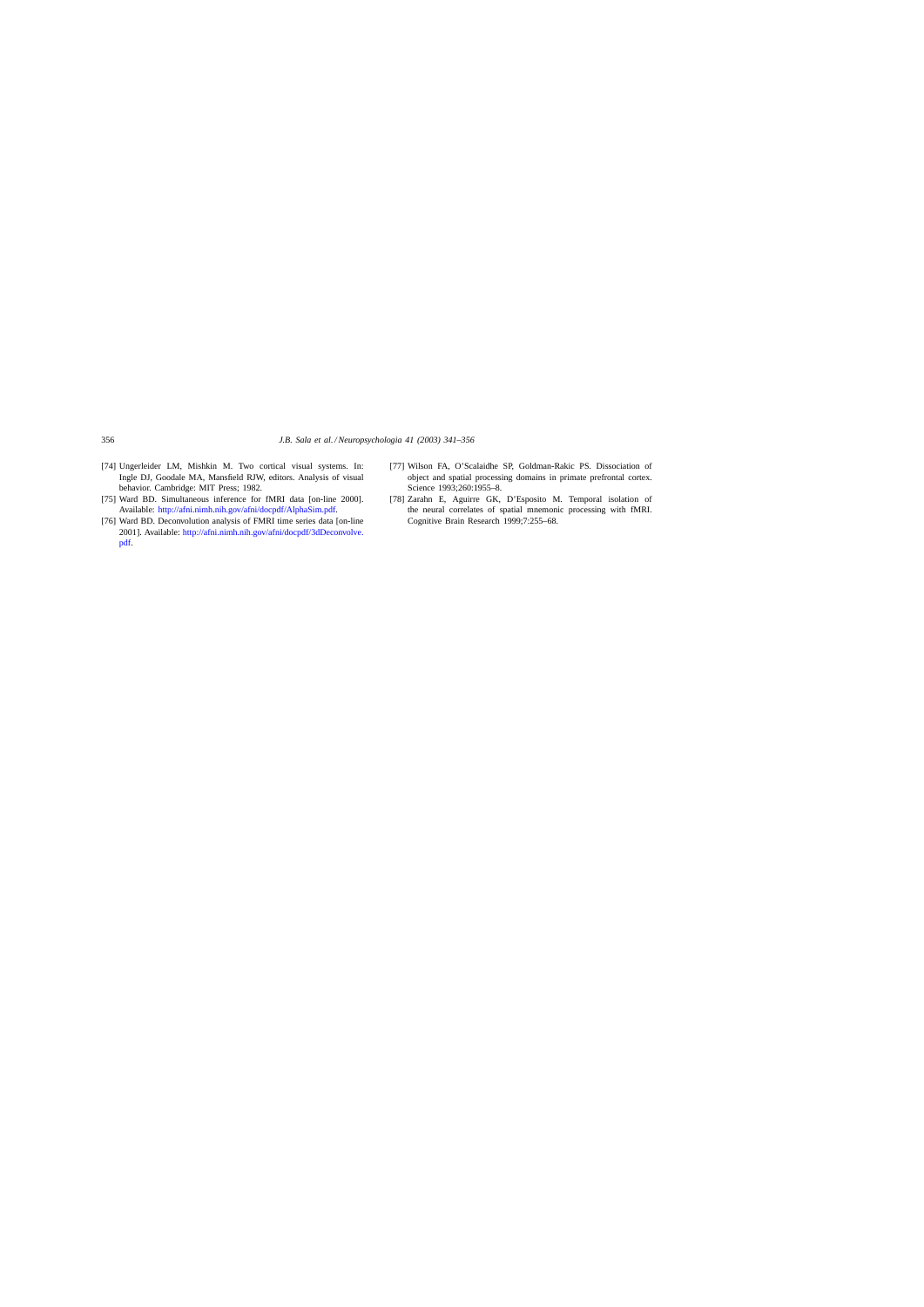[74] Ungerleider LM, Mishkin M. Two cortical visual systems. In: Ingle DJ, Goodale MA, Mansfield RJW, editors. Analysis of visual behavior. Cambridge: MIT Press; 1982.

[75] Ward BD. Simultaneous inference for fMRI data [on-line 2000]. Available: http://afni.nimh.nih.gov/afni/docpdf/AlphaSim.pdf.

[76] Ward BD. Deconvolution analysis of FMRI time series data [on-line 2001]. Available: http://afni.nimh.nih.gov/afni/docpdf/3dDeconvolve.pdf.

[77] Wilson FA, O'Scalaidhe SP, Goldman-Rakic PS. Dissociation of object and spatial processing domains in primate prefrontal cortex. Science 1993;260:1955–8.

[78] Zarahn E, Aguirre GK, D'Esposito M. Temporal isolation of the neural correlates of spatial mnemonic processing with fMRI. Cognitive Brain Research 1999;7:255–68.